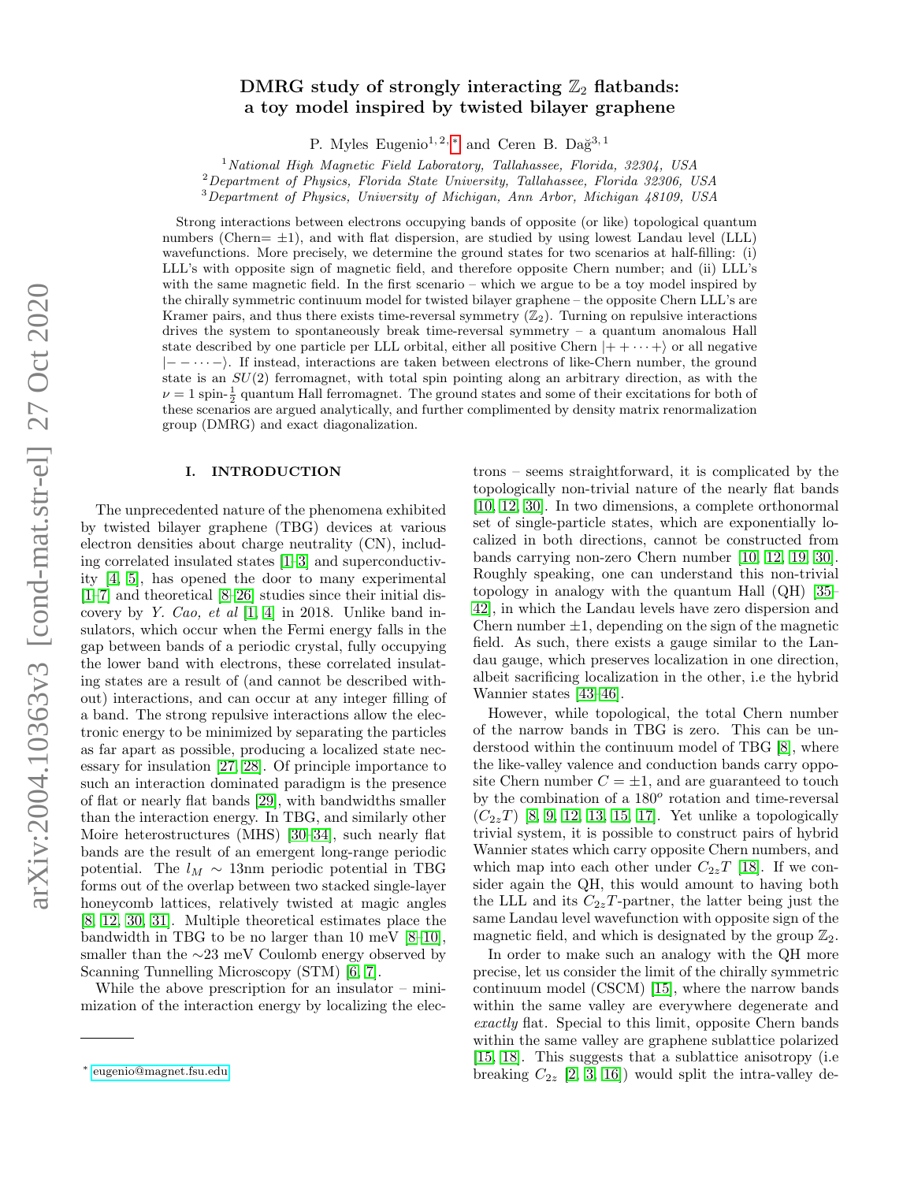# DMRG study of strongly interacting $\mathbb{Z}_2$ flatbands: a toy model inspired by twisted bilayer graphene

P. Myles Eugenio[1,2,*] and Ceren B. Dağ[3,1]

[1] *National High Magnetic Field Laboratory, Tallahassee, Florida, 32304, USA*
[2] *Department of Physics, Florida State University, Tallahassee, Florida 32306, USA*
[3] *Department of Physics, University of Michigan, Ann Arbor, Michigan 48109, USA*

Strong interactions between electrons occupying bands of opposite (or like) topological quantum numbers (Chern= $\pm 1$), and with flat dispersion, are studied by using lowest Landau level (LLL) wavefunctions. More precisely, we determine the ground states for two scenarios at half-filling: (i) LLL's with opposite sign of magnetic field, and therefore opposite Chern number; and (ii) LLL's with the same magnetic field. In the first scenario – which we argue to be a toy model inspired by the chirally symmetric continuum model for twisted bilayer graphene – the opposite Chern LLL's are Kramer pairs, and thus there exists time-reversal symmetry ($\mathbb{Z}_2$). Turning on repulsive interactions drives the system to spontaneously break time-reversal symmetry – a quantum anomalous Hall state described by one particle per LLL orbital, either all positive Chern $|++\cdots+\rangle$ or all negative $|--\cdots-\rangle$. If instead, interactions are taken between electrons of like-Chern number, the ground state is an $SU(2)$ ferromagnet, with total spin pointing along an arbitrary direction, as with the $\nu = 1$ spin-$\frac{1}{2}$ quantum Hall ferromagnet. The ground states and some of their excitations for both of these scenarios are argued analytically, and further complimented by density matrix renormalization group (DMRG) and exact diagonalization.

## I. INTRODUCTION

The unprecedented nature of the phenomena exhibited by twisted bilayer graphene (TBG) devices at various electron densities about charge neutrality (CN), including correlated insulated states [1–3] and superconductivity [4, 5], has opened the door to many experimental [1–7] and theoretical [8–26] studies since their initial discovery by *Y. Cao, et al* [1, 4] in 2018. Unlike band insulators, which occur when the Fermi energy falls in the gap between bands of a periodic crystal, fully occupying the lower band with electrons, these correlated insulating states are a result of (and cannot be described without) interactions, and can occur at any integer filling of a band. The strong repulsive interactions allow the electronic energy to be minimized by separating the particles as far apart as possible, producing a localized state necessary for insulation [27, 28]. Of principle importance to such an interaction dominated paradigm is the presence of flat or nearly flat bands [29], with bandwidths smaller than the interaction energy. In TBG, and similarly other Moire heterostructures (MHS) [30–34], such nearly flat bands are the result of an emergent long-range periodic potential. The $l_M \sim 13$nm periodic potential in TBG forms out of the overlap between two stacked single-layer honeycomb lattices, relatively twisted at magic angles [8, 12, 30, 31]. Multiple theoretical estimates place the bandwidth in TBG to be no larger than 10 meV [8–10], smaller than the ∼23 meV Coulomb energy observed by Scanning Tunnelling Microscopy (STM) [6, 7].

While the above prescription for an insulator – minimization of the interaction energy by localizing the electrons – seems straightforward, it is complicated by the topologically non-trivial nature of the nearly flat bands [10, 12, 30]. In two dimensions, a complete orthonormal set of single-particle states, which are exponentially localized in both directions, cannot be constructed from bands carrying non-zero Chern number [10, 12, 19, 30]. Roughly speaking, one can understand this non-trivial topology in analogy with the quantum Hall (QH) [35–42], in which the Landau levels have zero dispersion and Chern number $\pm 1$, depending on the sign of the magnetic field. As such, there exists a gauge similar to the Landau gauge, which preserves localization in one direction, albeit sacrificing localization in the other, i.e the hybrid Wannier states [43–46].

However, while topological, the total Chern number of the narrow bands in TBG is zero. This can be understood within the continuum model of TBG [8], where the like-valley valence and conduction bands carry opposite Chern number $C = \pm 1$, and are guaranteed to touch by the combination of a $180^o$ rotation and time-reversal ($C_{2z}T$) [8, 9, 12, 13, 15, 17]. Yet unlike a topologically trivial system, it is possible to construct pairs of hybrid Wannier states which carry opposite Chern numbers, and which map into each other under $C_{2z}T$ [18]. If we consider again the QH, this would amount to having both the LLL and its $C_{2z}T$-partner, the latter being just the same Landau level wavefunction with opposite sign of the magnetic field, and which is designated by the group $\mathbb{Z}_2$.

In order to make such an analogy with the QH more precise, let us consider the limit of the chirally symmetric continuum model (CSCM) [15], where the narrow bands within the same valley are everywhere degenerate and *exactly* flat. Special to this limit, opposite Chern bands within the same valley are graphene sublattice polarized [15, 18]. This suggests that a sublattice anisotropy (i.e breaking $C_{2z}$ [2, 3, 16]) would split the intra-valley de-

* eugenio@magnet.fsu.edu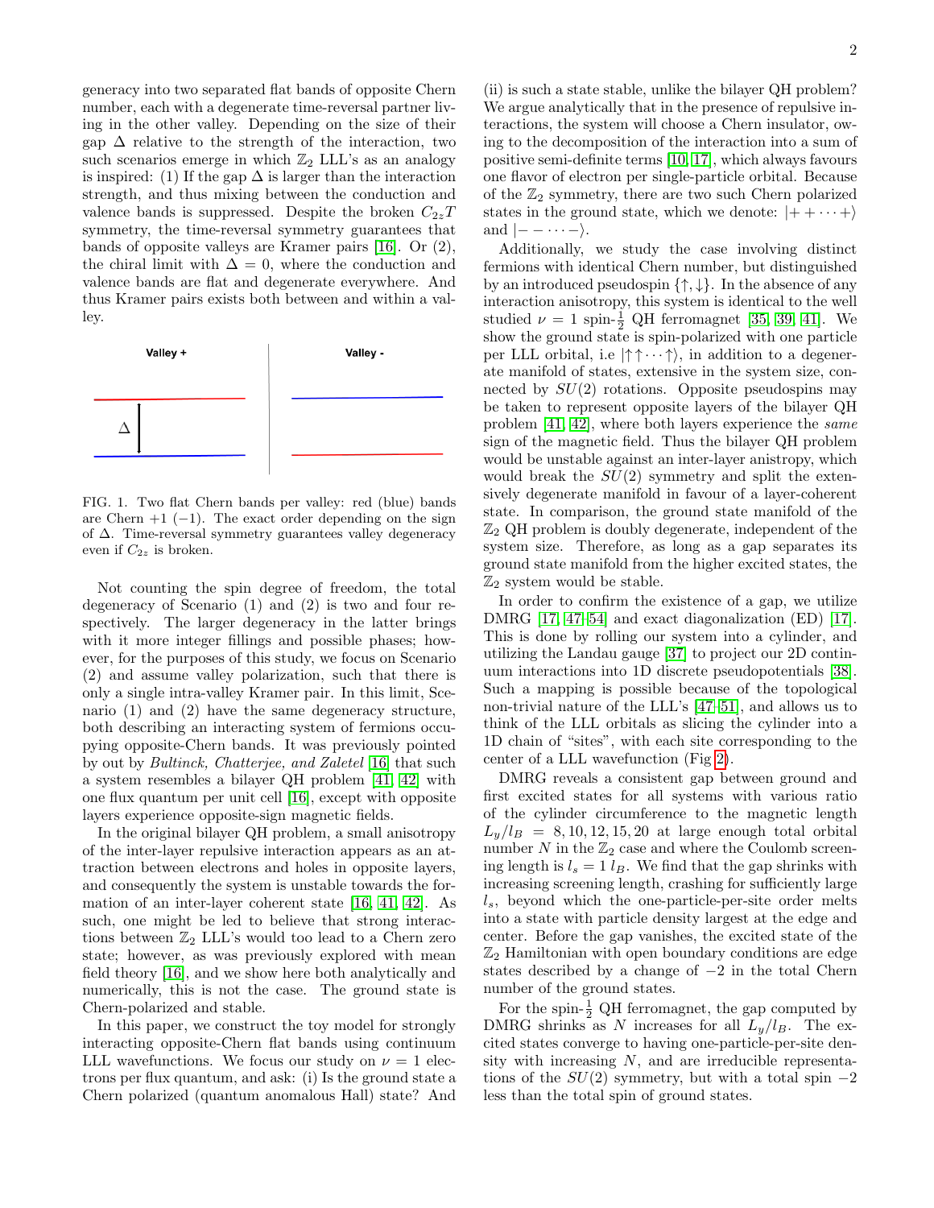generacy into two separated flat bands of opposite Chern number, each with a degenerate time-reversal partner living in the other valley. Depending on the size of their gap $\Delta$ relative to the strength of the interaction, two such scenarios emerge in which $\mathbb{Z}_2$ LLL's as an analogy is inspired: (1) If the gap $\Delta$ is larger than the interaction strength, and thus mixing between the conduction and valence bands is suppressed. Despite the broken $C_{2z}T$ symmetry, the time-reversal symmetry guarantees that bands of opposite valleys are Kramer pairs [16]. Or (2), the chiral limit with $\Delta = 0$, where the conduction and valence bands are flat and degenerate everywhere. And thus Kramer pairs exists both between and within a valley.

FIG. 1. Two flat Chern bands per valley: red (blue) bands are Chern $+1$ ($-1$). The exact order depending on the sign of $\Delta$. Time-reversal symmetry guarantees valley degeneracy even if $C_{2z}$ is broken.

Not counting the spin degree of freedom, the total degeneracy of Scenario (1) and (2) is two and four respectively. The larger degeneracy in the latter brings with it more integer fillings and possible phases; however, for the purposes of this study, we focus on Scenario (2) and assume valley polarization, such that there is only a single intra-valley Kramer pair. In this limit, Scenario (1) and (2) have the same degeneracy structure, both describing an interacting system of fermions occupying opposite-Chern bands. It was previously pointed by out by *Bultinck, Chatterjee, and Zaletel* [16] that such a system resembles a bilayer QH problem [41, 42] with one flux quantum per unit cell [16], except with opposite layers experience opposite-sign magnetic fields.

In the original bilayer QH problem, a small anisotropy of the inter-layer repulsive interaction appears as an attraction between electrons and holes in opposite layers, and consequently the system is unstable towards the formation of an inter-layer coherent state [16, 41, 42]. As such, one might be led to believe that strong interactions between $\mathbb{Z}_2$ LLL's would too lead to a Chern zero state; however, as was previously explored with mean field theory [16], and we show here both analytically and numerically, this is not the case. The ground state is Chern-polarized and stable.

In this paper, we construct the toy model for strongly interacting opposite-Chern flat bands using continuum LLL wavefunctions. We focus our study on $\nu = 1$ electrons per flux quantum, and ask: (i) Is the ground state a Chern polarized (quantum anomalous Hall) state? And (ii) is such a state stable, unlike the bilayer QH problem? We argue analytically that in the presence of repulsive interactions, the system will choose a Chern insulator, owing to the decomposition of the interaction into a sum of positive semi-definite terms [10, 17], which always favours one flavor of electron per single-particle orbital. Because of the $\mathbb{Z}_2$ symmetry, there are two such Chern polarized states in the ground state, which we denote: $|++\cdots+\rangle$ and $|--\cdots-\rangle$.

Additionally, we study the case involving distinct fermions with identical Chern number, but distinguished by an introduced pseudospin $\{\uparrow,\downarrow\}$. In the absence of any interaction anisotropy, this system is identical to the well studied $\nu = 1$ spin-$\frac{1}{2}$ QH ferromagnet [35, 39, 41]. We show the ground state is spin-polarized with one particle per LLL orbital, i.e $|\uparrow\uparrow\cdots\uparrow\rangle$, in addition to a degenerate manifold of states, extensive in the system size, connected by $SU(2)$ rotations. Opposite pseudospins may be taken to represent opposite layers of the bilayer QH problem [41, 42], where both layers experience the *same* sign of the magnetic field. Thus the bilayer QH problem would be unstable against an inter-layer anistropy, which would break the $SU(2)$ symmetry and split the extensively degenerate manifold in favour of a layer-coherent state. In comparison, the ground state manifold of the $\mathbb{Z}_2$ QH problem is doubly degenerate, independent of the system size. Therefore, as long as a gap separates its ground state manifold from the higher excited states, the $\mathbb{Z}_2$ system would be stable.

In order to confirm the existence of a gap, we utilize DMRG [17, 47–54] and exact diagonalization (ED) [17]. This is done by rolling our system into a cylinder, and utilizing the Landau gauge [37] to project our 2D continuum interactions into 1D discrete pseudopotentials [38]. Such a mapping is possible because of the topological non-trivial nature of the LLL's [47–51], and allows us to think of the LLL orbitals as slicing the cylinder into a 1D chain of "sites", with each site corresponding to the center of a LLL wavefunction (Fig 2).

DMRG reveals a consistent gap between ground and first excited states for all systems with various ratio of the cylinder circumference to the magnetic length $L_y/l_B = 8, 10, 12, 15, 20$ at large enough total orbital number $N$ in the $\mathbb{Z}_2$ case and where the Coulomb screening length is $l_s = 1\, l_B$. We find that the gap shrinks with increasing screening length, crashing for sufficiently large $l_s$, beyond which the one-particle-per-site order melts into a state with particle density largest at the edge and center. Before the gap vanishes, the excited state of the $\mathbb{Z}_2$ Hamiltonian with open boundary conditions are edge states described by a change of $-2$ in the total Chern number of the ground states.

For the spin-$\frac{1}{2}$ QH ferromagnet, the gap computed by DMRG shrinks as $N$ increases for all $L_y/l_B$. The excited states converge to having one-particle-per-site density with increasing $N$, and are irreducible representations of the $SU(2)$ symmetry, but with a total spin $-2$ less than the total spin of ground states.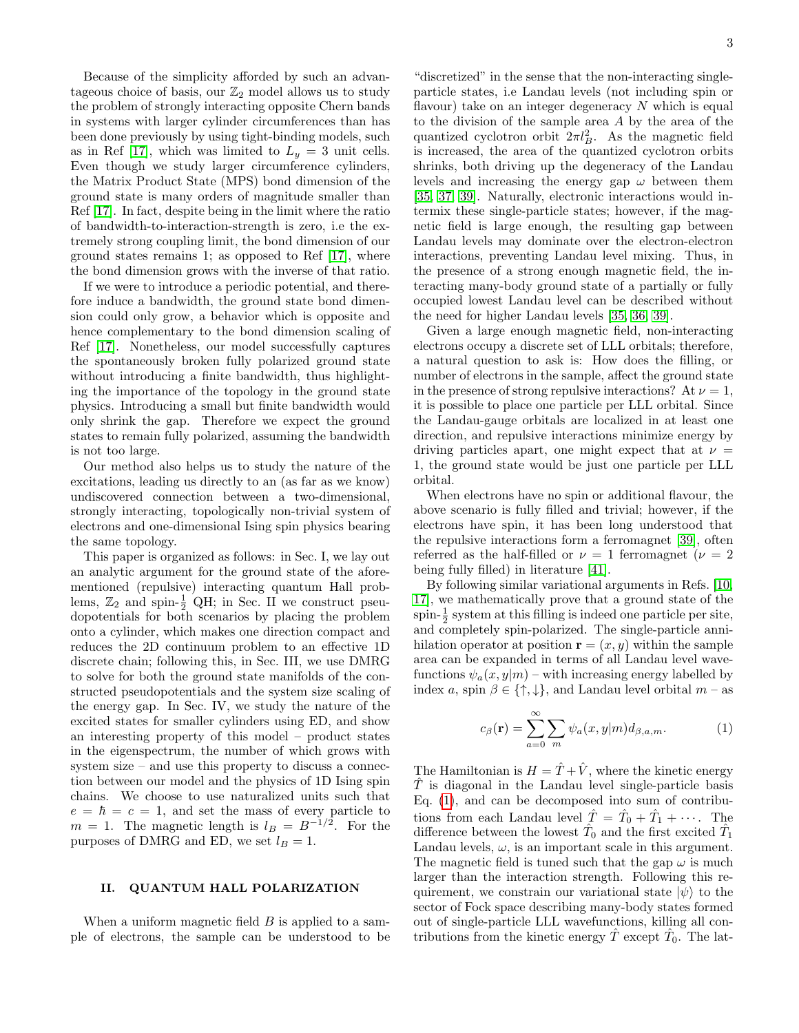Because of the simplicity afforded by such an advantageous choice of basis, our $\mathbb{Z}_2$ model allows us to study the problem of strongly interacting opposite Chern bands in systems with larger cylinder circumferences than has been done previously by using tight-binding models, such as in Ref [17], which was limited to $L_y = 3$ unit cells. Even though we study larger circumference cylinders, the Matrix Product State (MPS) bond dimension of the ground state is many orders of magnitude smaller than Ref [17]. In fact, despite being in the limit where the ratio of bandwidth-to-interaction-strength is zero, i.e the extremely strong coupling limit, the bond dimension of our ground states remains 1; as opposed to Ref [17], where the bond dimension grows with the inverse of that ratio.

If we were to introduce a periodic potential, and therefore induce a bandwidth, the ground state bond dimension could only grow, a behavior which is opposite and hence complementary to the bond dimension scaling of Ref [17]. Nonetheless, our model successfully captures the spontaneously broken fully polarized ground state without introducing a finite bandwidth, thus highlighting the importance of the topology in the ground state physics. Introducing a small but finite bandwidth would only shrink the gap. Therefore we expect the ground states to remain fully polarized, assuming the bandwidth is not too large.

Our method also helps us to study the nature of the excitations, leading us directly to an (as far as we know) undiscovered connection between a two-dimensional, strongly interacting, topologically non-trivial system of electrons and one-dimensional Ising spin physics bearing the same topology.

This paper is organized as follows: in Sec. I, we lay out an analytic argument for the ground state of the aforementioned (repulsive) interacting quantum Hall problems, $\mathbb{Z}_2$ and spin-$\frac{1}{2}$ QH; in Sec. II we construct pseudopotentials for both scenarios by placing the problem onto a cylinder, which makes one direction compact and reduces the 2D continuum problem to an effective 1D discrete chain; following this, in Sec. III, we use DMRG to solve for both the ground state manifolds of the constructed pseudopotentials and the system size scaling of the energy gap. In Sec. IV, we study the nature of the excited states for smaller cylinders using ED, and show an interesting property of this model – product states in the eigenspectrum, the number of which grows with system size – and use this property to discuss a connection between our model and the physics of 1D Ising spin chains. We choose to use naturalized units such that $e = \hbar = c = 1$, and set the mass of every particle to $m = 1$. The magnetic length is $l_B = B^{-1/2}$. For the purposes of DMRG and ED, we set $l_B = 1$.

## II. QUANTUM HALL POLARIZATION

When a uniform magnetic field $B$ is applied to a sample of electrons, the sample can be understood to be "discretized" in the sense that the non-interacting single-particle states, i.e Landau levels (not including spin or flavour) take on an integer degeneracy $N$ which is equal to the division of the sample area $A$ by the area of the quantized cyclotron orbit $2\pi l_B^2$. As the magnetic field is increased, the area of the quantized cyclotron orbits shrinks, both driving up the degeneracy of the Landau levels and increasing the energy gap $\omega$ between them [35, 37, 39]. Naturally, electronic interactions would intermix these single-particle states; however, if the magnetic field is large enough, the resulting gap between Landau levels may dominate over the electron-electron interactions, preventing Landau level mixing. Thus, in the presence of a strong enough magnetic field, the interacting many-body ground state of a partially or fully occupied lowest Landau level can be described without the need for higher Landau levels [35, 36, 39].

Given a large enough magnetic field, non-interacting electrons occupy a discrete set of LLL orbitals; therefore, a natural question to ask is: How does the filling, or number of electrons in the sample, affect the ground state in the presence of strong repulsive interactions? At $\nu = 1$, it is possible to place one particle per LLL orbital. Since the Landau-gauge orbitals are localized in at least one direction, and repulsive interactions minimize energy by driving particles apart, one might expect that at $\nu = 1$, the ground state would be just one particle per LLL orbital.

When electrons have no spin or additional flavour, the above scenario is fully filled and trivial; however, if the electrons have spin, it has been long understood that the repulsive interactions form a ferromagnet [39], often referred as the half-filled or $\nu = 1$ ferromagnet ($\nu = 2$ being fully filled) in literature [41].

By following similar variational arguments in Refs. [10, 17], we mathematically prove that a ground state of the spin-$\frac{1}{2}$ system at this filling is indeed one particle per site, and completely spin-polarized. The single-particle annihilation operator at position $\mathbf{r} = (x, y)$ within the sample area can be expanded in terms of all Landau level wavefunctions $\psi_a(x, y|m)$ – with increasing energy labelled by index $a$, spin $\beta \in \{\uparrow, \downarrow\}$, and Landau level orbital $m$ – as

$$c_\beta(\mathbf{r}) = \sum_{a=0}^{\infty} \sum_{m} \psi_a(x, y|m) d_{\beta,a,m}. \tag{1}$$

The Hamiltonian is $H = \hat{T} + \hat{V}$, where the kinetic energy $\hat{T}$ is diagonal in the Landau level single-particle basis Eq. (1), and can be decomposed into sum of contributions from each Landau level $\hat{T} = \hat{T}_0 + \hat{T}_1 + \cdots$. The difference between the lowest $\hat{T}_0$ and the first excited $\hat{T}_1$ Landau levels, $\omega$, is an important scale in this argument. The magnetic field is tuned such that the gap $\omega$ is much larger than the interaction strength. Following this requirement, we constrain our variational state $|\psi\rangle$ to the sector of Fock space describing many-body states formed out of single-particle LLL wavefunctions, killing all contributions from the kinetic energy $\hat{T}$ except $\hat{T}_0$. The lat-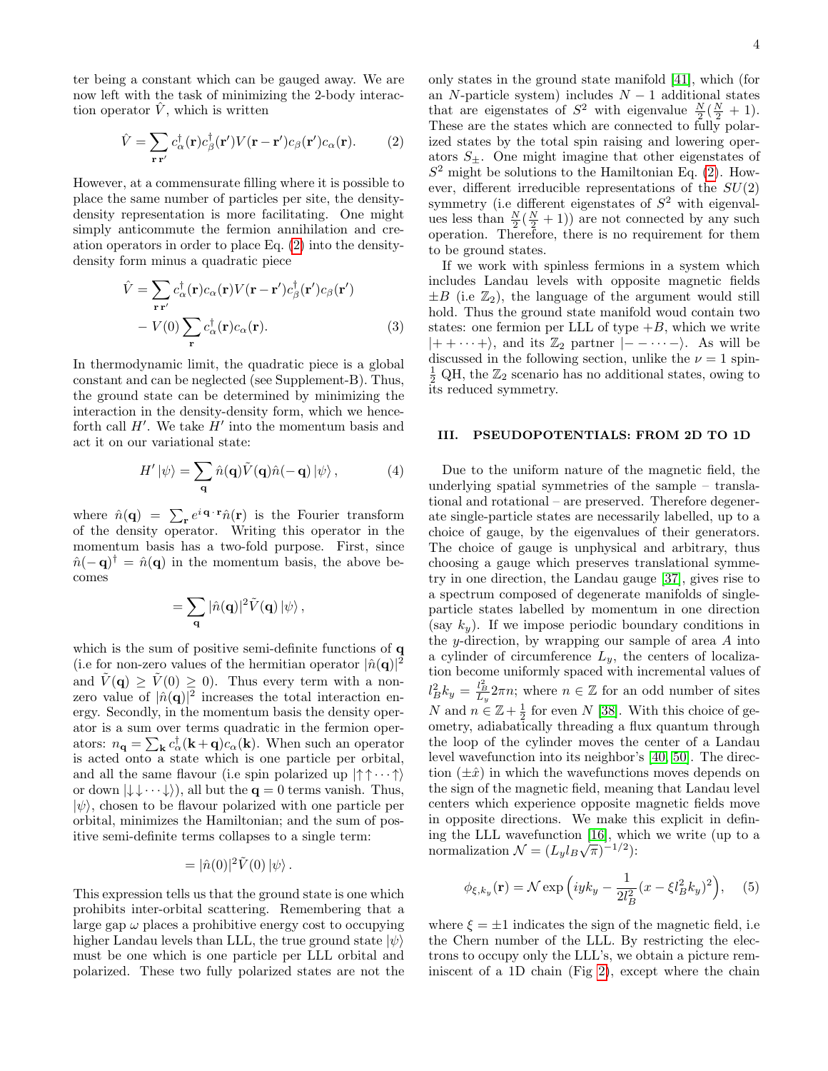ter being a constant which can be gauged away. We are now left with the task of minimizing the 2-body interaction operator $\hat{V}$, which is written

$$\hat{V} = \sum_{\mathbf{r}\,\mathbf{r}'} c^\dagger_\alpha(\mathbf{r}) c^\dagger_\beta(\mathbf{r}') V(\mathbf{r}-\mathbf{r}') c_\beta(\mathbf{r}') c_\alpha(\mathbf{r}). \tag{2}$$

However, at a commensurate filling where it is possible to place the same number of particles per site, the density-density representation is more facilitating. One might simply anticommute the fermion annihilation and creation operators in order to place Eq. (2) into the density-density form minus a quadratic piece

$$\hat{V} = \sum_{\mathbf{r}\,\mathbf{r}'} c^\dagger_\alpha(\mathbf{r}) c_\alpha(\mathbf{r}) V(\mathbf{r}-\mathbf{r}') c^\dagger_\beta(\mathbf{r}') c_\beta(\mathbf{r}') - V(0)\sum_{\mathbf{r}} c^\dagger_\alpha(\mathbf{r}) c_\alpha(\mathbf{r}). \tag{3}$$

In thermodynamic limit, the quadratic piece is a global constant and can be neglected (see Supplement-B). Thus, the ground state can be determined by minimizing the interaction in the density-density form, which we henceforth call $H'$. We take $H'$ into the momentum basis and act it on our variational state:

$$H'\left|\psi\right\rangle = \sum_{\mathbf{q}} \hat{n}(\mathbf{q}) \tilde{V}(\mathbf{q}) \hat{n}(-\mathbf{q})\left|\psi\right\rangle, \tag{4}$$

where $\hat{n}(\mathbf{q}) = \sum_{\mathbf{r}} e^{i\,\mathbf{q}\cdot\mathbf{r}}\hat{n}(\mathbf{r})$ is the Fourier transform of the density operator. Writing this operator in the momentum basis has a two-fold purpose. First, since $\hat{n}(-\mathbf{q})^\dagger = \hat{n}(\mathbf{q})$ in the momentum basis, the above becomes

$$= \sum_{\mathbf{q}} |\hat{n}(\mathbf{q})|^2 \tilde{V}(\mathbf{q})\left|\psi\right\rangle,$$

which is the sum of positive semi-definite functions of $\mathbf{q}$ (i.e for non-zero values of the hermitian operator $|\hat{n}(\mathbf{q})|^2$ and $\tilde{V}(\mathbf{q}) \geq \tilde{V}(0) \geq 0$). Thus every term with a non-zero value of $|\hat{n}(\mathbf{q})|^2$ increases the total interaction energy. Secondly, in the momentum basis the density operator is a sum over terms quadratic in the fermion operators: $n_{\mathbf{q}} = \sum_{\mathbf{k}} c^\dagger_\alpha(\mathbf{k}+\mathbf{q}) c_\alpha(\mathbf{k})$. When such an operator is acted onto a state which is one particle per orbital, and all the same flavour (i.e spin polarized up $|\uparrow\uparrow\cdots\uparrow\rangle$ or down $|\downarrow\downarrow\cdots\downarrow\rangle$), all but the $\mathbf{q}=0$ terms vanish. Thus, $|\psi\rangle$, chosen to be flavour polarized with one particle per orbital, minimizes the Hamiltonian; and the sum of positive semi-definite terms collapses to a single term:

$$= |\hat{n}(0)|^2 \tilde{V}(0)\left|\psi\right\rangle.$$

This expression tells us that the ground state is one which prohibits inter-orbital scattering. Remembering that a large gap $\omega$ places a prohibitive energy cost to occupying higher Landau levels than LLL, the true ground state $|\psi\rangle$ must be one which is one particle per LLL orbital and polarized. These two fully polarized states are not the only states in the ground state manifold [41], which (for an $N$-particle system) includes $N-1$ additional states that are eigenstates of $S^2$ with eigenvalue $\frac{N}{2}(\frac{N}{2}+1)$. These are the states which are connected to fully polarized states by the total spin raising and lowering operators $S_\pm$. One might imagine that other eigenstates of $S^2$ might be solutions to the Hamiltonian Eq. (2). However, different irreducible representations of the $SU(2)$ symmetry (i.e different eigenstates of $S^2$ with eigenvalues less than $\frac{N}{2}(\frac{N}{2}+1)$) are not connected by any such operation. Therefore, there is no requirement for them to be ground states.

If we work with spinless fermions in a system which includes Landau levels with opposite magnetic fields $\pm B$ (i.e $\mathbb{Z}_2$), the language of the argument would still hold. Thus the ground state manifold woud contain two states: one fermion per LLL of type $+B$, which we write $|++\cdots+\rangle$, and its $\mathbb{Z}_2$ partner $|--\cdots-\rangle$. As will be discussed in the following section, unlike the $\nu=1$ spin-$\frac{1}{2}$ QH, the $\mathbb{Z}_2$ scenario has no additional states, owing to its reduced symmetry.

## III. PSEUDOPOTENTIALS: FROM 2D TO 1D

Due to the uniform nature of the magnetic field, the underlying spatial symmetries of the sample – translational and rotational – are preserved. Therefore degenerate single-particle states are necessarily labelled, up to a choice of gauge, by the eigenvalues of their generators. The choice of gauge is unphysical and arbitrary, thus choosing a gauge which preserves translational symmetry in one direction, the Landau gauge [37], gives rise to a spectrum composed of degenerate manifolds of single-particle states labelled by momentum in one direction (say $k_y$). If we impose periodic boundary conditions in the $y$-direction, by wrapping our sample of area $A$ into a cylinder of circumference $L_y$, the centers of localization become uniformly spaced with incremental values of $l_B^2 k_y = \frac{l_B^2}{L_y}2\pi n$; where $n \in \mathbb{Z}$ for an odd number of sites $N$ and $n \in \mathbb{Z}+\frac{1}{2}$ for even $N$ [38]. With this choice of geometry, adiabatically threading a flux quantum through the loop of the cylinder moves the center of a Landau level wavefunction into its neighbor's [40, 50]. The direction ($\pm\hat{x}$) in which the wavefunctions moves depends on the sign of the magnetic field, meaning that Landau level centers which experience opposite magnetic fields move in opposite directions. We make this explicit in defining the LLL wavefunction [16], which we write (up to a normalization $\mathcal{N} = (L_y l_B\sqrt{\pi})^{-1/2}$):

$$\phi_{\xi,k_y}(\mathbf{r}) = \mathcal{N}\exp\Big(iyk_y - \frac{1}{2l_B^2}(x-\xi l_B^2 k_y)^2\Big), \tag{5}$$

where $\xi = \pm 1$ indicates the sign of the magnetic field, i.e the Chern number of the LLL. By restricting the electrons to occupy only the LLL's, we obtain a picture reminiscent of a 1D chain (Fig 2), except where the chain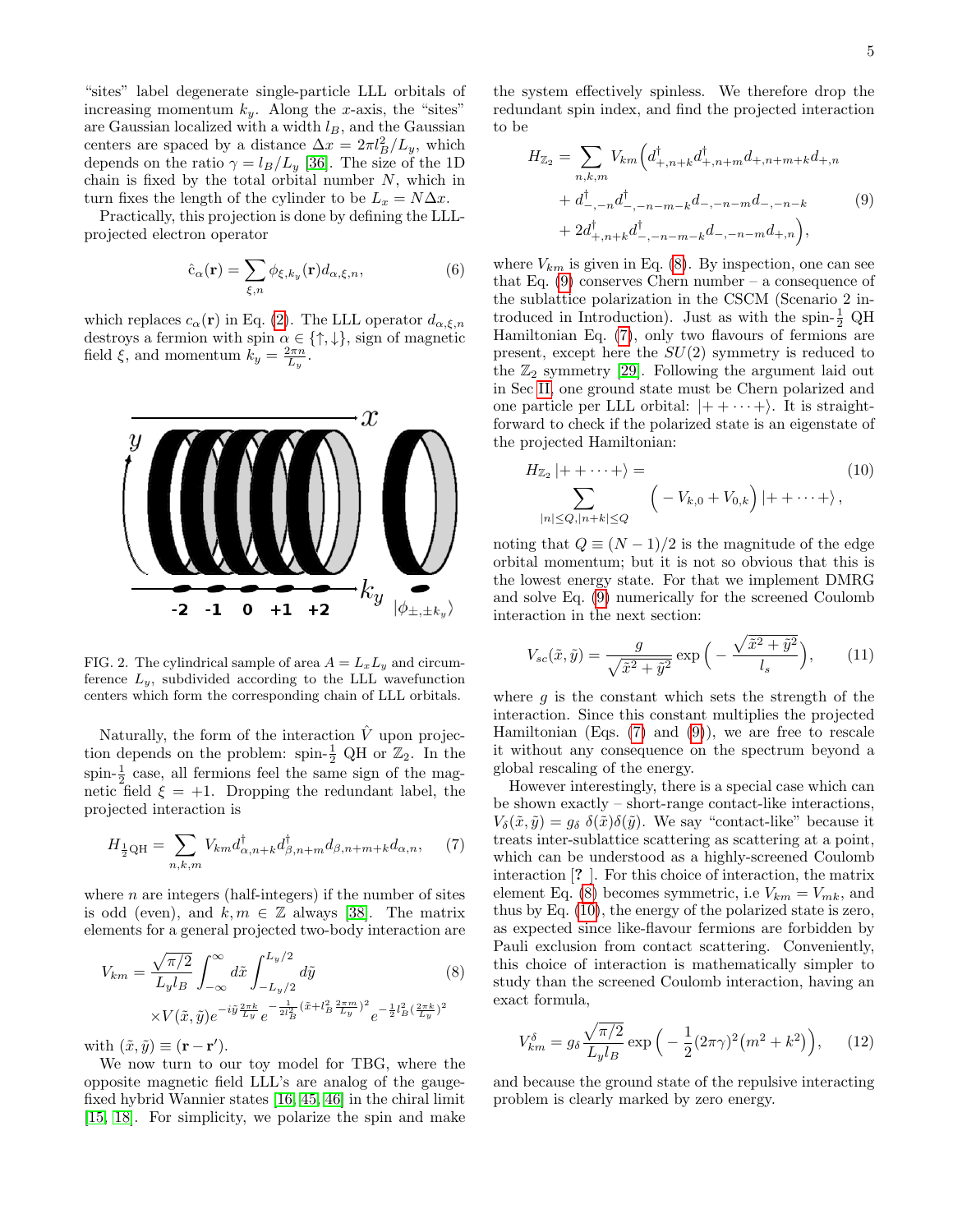"sites" label degenerate single-particle LLL orbitals of increasing momentum $k_y$. Along the $x$-axis, the "sites" are Gaussian localized with a width $l_B$, and the Gaussian centers are spaced by a distance $\Delta x = 2\pi l_B^2/L_y$, which depends on the ratio $\gamma = l_B/L_y$ [36]. The size of the 1D chain is fixed by the total orbital number $N$, which in turn fixes the length of the cylinder to be $L_x = N\Delta x$.

Practically, this projection is done by defining the LLL-projected electron operator

$$\hat{c}_\alpha(\mathbf{r}) = \sum_{\xi,n} \phi_{\xi,k_y}(\mathbf{r}) d_{\alpha,\xi,n}, \tag{6}$$

which replaces $c_\alpha(\mathbf{r})$ in Eq. (2). The LLL operator $d_{\alpha,\xi,n}$ destroys a fermion with spin $\alpha \in \{\uparrow,\downarrow\}$, sign of magnetic field $\xi$, and momentum $k_y = \frac{2\pi n}{L_y}$.

FIG. 2. The cylindrical sample of area $A = L_x L_y$ and circumference $L_y$, subdivided according to the LLL wavefunction centers which form the corresponding chain of LLL orbitals.

Naturally, the form of the interaction $\hat{V}$ upon projection depends on the problem: spin-$\frac{1}{2}$ QH or $\mathbb{Z}_2$. In the spin-$\frac{1}{2}$ case, all fermions feel the same sign of the magnetic field $\xi = +1$. Dropping the redundant label, the projected interaction is

$$H_{\frac{1}{2}\mathrm{QH}} = \sum_{n,k,m} V_{km} d^\dagger_{\alpha,n+k} d^\dagger_{\beta,n+m} d_{\beta,n+m+k} d_{\alpha,n}, \tag{7}$$

where $n$ are integers (half-integers) if the number of sites is odd (even), and $k, m \in \mathbb{Z}$ always [38]. The matrix elements for a general projected two-body interaction are

$$V_{km} = \frac{\sqrt{\pi/2}}{L_y l_B} \int_{-\infty}^{\infty} d\tilde{x} \int_{-L_y/2}^{L_y/2} d\tilde{y} \\ \times V(\tilde{x},\tilde{y}) e^{-i\tilde{y}\frac{2\pi k}{L_y}} e^{-\frac{1}{2l_B^2}(\tilde{x}+l_B^2\frac{2\pi m}{L_y})^2} e^{-\frac{1}{2}l_B^2(\frac{2\pi k}{L_y})^2} \tag{8}$$

with $(\tilde{x},\tilde{y}) \equiv (\mathbf{r}-\mathbf{r}')$.

We now turn to our toy model for TBG, where the opposite magnetic field LLL's are analog of the gauge-fixed hybrid Wannier states [16, 45, 46] in the chiral limit [15, 18]. For simplicity, we polarize the spin and make the system effectively spinless. We therefore drop the redundant spin index, and find the projected interaction to be

$$\begin{aligned} H_{\mathbb{Z}_2} = \sum_{n,k,m} V_{km} \Big( & d^\dagger_{+,n+k} d^\dagger_{+,n+m} d_{+,n+m+k} d_{+,n} \\ & + d^\dagger_{-,-n} d^\dagger_{-,-n-m-k} d_{-,-n-m} d_{-,-n-k} \\ & + 2 d^\dagger_{+,n+k} d^\dagger_{-,-n-m-k} d_{-,-n-m} d_{+,n} \Big), \end{aligned} \tag{9}$$

where $V_{km}$ is given in Eq. (8). By inspection, one can see that Eq. (9) conserves Chern number – a consequence of the sublattice polarization in the CSCM (Scenario 2 introduced in Introduction). Just as with the spin-$\frac{1}{2}$ QH Hamiltonian Eq. (7), only two flavours of fermions are present, except here the $SU(2)$ symmetry is reduced to the $\mathbb{Z}_2$ symmetry [29]. Following the argument laid out in Sec II, one ground state must be Chern polarized and one particle per LLL orbital: $|++\cdots+\rangle$. It is straightforward to check if the polarized state is an eigenstate of the projected Hamiltonian:

$$H_{\mathbb{Z}_2} |++\cdots+\rangle = \\ \sum_{|n|\le Q, |n+k|\le Q} \Big( -V_{k,0} + V_{0,k} \Big) |++\cdots+\rangle, \tag{10}$$

noting that $Q \equiv (N-1)/2$ is the magnitude of the edge orbital momentum; but it is not so obvious that this is the lowest energy state. For that we implement DMRG and solve Eq. (9) numerically for the screened Coulomb interaction in the next section:

$$V_{sc}(\tilde{x},\tilde{y}) = \frac{g}{\sqrt{\tilde{x}^2+\tilde{y}^2}} \exp\Big( -\frac{\sqrt{\tilde{x}^2+\tilde{y}^2}}{l_s} \Big), \tag{11}$$

where $g$ is the constant which sets the strength of the interaction. Since this constant multiplies the projected Hamiltonian (Eqs. (7) and (9)), we are free to rescale it without any consequence on the spectrum beyond a global rescaling of the energy.

However interestingly, there is a special case which can be shown exactly – short-range contact-like interactions, $V_\delta(\tilde{x},\tilde{y}) = g_\delta\, \delta(\tilde{x})\delta(\tilde{y})$. We say "contact-like" because it treats inter-sublattice scattering as scattering at a point, which can be understood as a highly-screened Coulomb interaction [? ]. For this choice of interaction, the matrix element Eq. (8) becomes symmetric, i.e $V_{km} = V_{mk}$, and thus by Eq. (10), the energy of the polarized state is zero, as expected since like-flavour fermions are forbidden by Pauli exclusion from contact scattering. Conveniently, this choice of interaction is mathematically simpler to study than the screened Coulomb interaction, having an exact formula,

$$V^\delta_{km} = g_\delta \frac{\sqrt{\pi/2}}{L_y l_B} \exp\Big( -\frac{1}{2}(2\pi\gamma)^2 \big(m^2+k^2\big) \Big), \tag{12}$$

and because the ground state of the repulsive interacting problem is clearly marked by zero energy.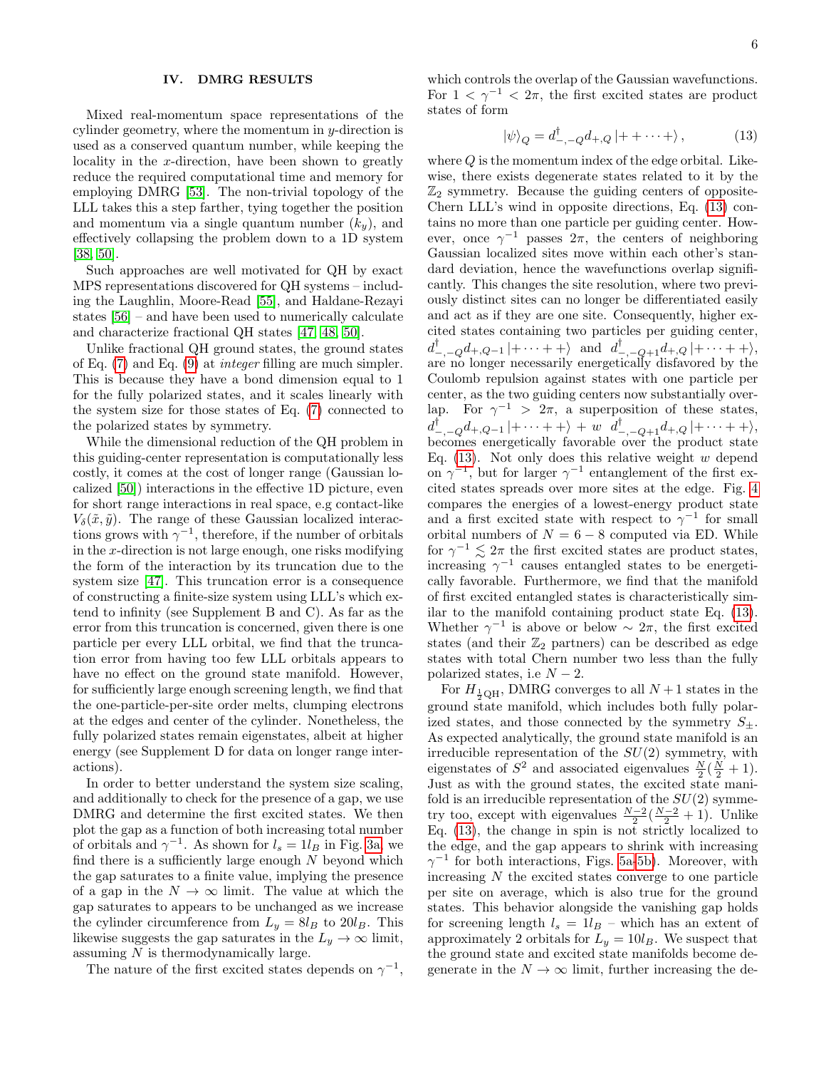## IV. DMRG RESULTS

Mixed real-momentum space representations of the cylinder geometry, where the momentum in $y$-direction is used as a conserved quantum number, while keeping the locality in the $x$-direction, have been shown to greatly reduce the required computational time and memory for employing DMRG [53]. The non-trivial topology of the LLL takes this a step farther, tying together the position and momentum via a single quantum number ($k_y$), and effectively collapsing the problem down to a 1D system [38, 50].

Such approaches are well motivated for QH by exact MPS representations discovered for QH systems – including the Laughlin, Moore-Read [55], and Haldane-Rezayi states [56] – and have been used to numerically calculate and characterize fractional QH states [47, 48, 50].

Unlike fractional QH ground states, the ground states of Eq. (7) and Eq. (9) at *integer* filling are much simpler. This is because they have a bond dimension equal to 1 for the fully polarized states, and it scales linearly with the system size for those states of Eq. (7) connected to the polarized states by symmetry.

While the dimensional reduction of the QH problem in this guiding-center representation is computationally less costly, it comes at the cost of longer range (Gaussian localized [50]) interactions in the effective 1D picture, even for short range interactions in real space, e.g contact-like $V_\delta(\tilde{x}, \tilde{y})$. The range of these Gaussian localized interactions grows with $\gamma^{-1}$, therefore, if the number of orbitals in the $x$-direction is not large enough, one risks modifying the form of the interaction by its truncation due to the system size [47]. This truncation error is a consequence of constructing a finite-size system using LLL's which extend to infinity (see Supplement B and C). As far as the error from this truncation is concerned, given there is one particle per every LLL orbital, we find that the truncation error from having too few LLL orbitals appears to have no effect on the ground state manifold. However, for sufficiently large enough screening length, we find that the one-particle-per-site order melts, clumping electrons at the edges and center of the cylinder. Nonetheless, the fully polarized states remain eigenstates, albeit at higher energy (see Supplement D for data on longer range interactions).

In order to better understand the system size scaling, and additionally to check for the presence of a gap, we use DMRG and determine the first excited states. We then plot the gap as a function of both increasing total number of orbitals and $\gamma^{-1}$. As shown for $l_s = 1l_B$ in Fig. 3a, we find there is a sufficiently large enough $N$ beyond which the gap saturates to a finite value, implying the presence of a gap in the $N \to \infty$ limit. The value at which the gap saturates to appears to be unchanged as we increase the cylinder circumference from $L_y = 8l_B$ to $20l_B$. This likewise suggests the gap saturates in the $L_y \to \infty$ limit, assuming $N$ is thermodynamically large.

The nature of the first excited states depends on $\gamma^{-1}$, which controls the overlap of the Gaussian wavefunctions. For $1 < \gamma^{-1} < 2\pi$, the first excited states are product states of form

$$|\psi\rangle_Q = d^\dagger_{-,-Q} d_{+,Q} \,|+ + \cdots +\rangle\,, \tag{13}$$

where $Q$ is the momentum index of the edge orbital. Likewise, there exists degenerate states related to it by the $\mathbb{Z}_2$ symmetry. Because the guiding centers of opposite-Chern LLL's wind in opposite directions, Eq. (13) contains no more than one particle per guiding center. However, once $\gamma^{-1}$ passes $2\pi$, the centers of neighboring Gaussian localized sites move within each other's standard deviation, hence the wavefunctions overlap significantly. This changes the site resolution, where two previously distinct sites can no longer be differentiated easily and act as if they are one site. Consequently, higher excited states containing two particles per guiding center, $d^\dagger_{-,-Q} d_{+,Q-1} |+ \cdots + +\rangle$ and $d^\dagger_{-,-Q+1} d_{+,Q} |+ \cdots + +\rangle$, are no longer necessarily energetically disfavored by the Coulomb repulsion against states with one particle per center, as the two guiding centers now substantially overlap. For $\gamma^{-1} > 2\pi$, a superposition of these states, $d^\dagger_{-,-Q} d_{+,Q-1} |+ \cdots + +\rangle + w\ d^\dagger_{-,-Q+1} d_{+,Q} |+ \cdots + +\rangle$, becomes energetically favorable over the product state Eq. (13). Not only does this relative weight $w$ depend on $\gamma^{-1}$, but for larger $\gamma^{-1}$ entanglement of the first excited states spreads over more sites at the edge. Fig. 4 compares the energies of a lowest-energy product state and a first excited state with respect to $\gamma^{-1}$ for small orbital numbers of $N = 6-8$ computed via ED. While for $\gamma^{-1} \lesssim 2\pi$ the first excited states are product states, increasing $\gamma^{-1}$ causes entangled states to be energetically favorable. Furthermore, we find that the manifold of first excited entangled states is characteristically similar to the manifold containing product state Eq. (13). Whether $\gamma^{-1}$ is above or below $\sim 2\pi$, the first excited states (and their $\mathbb{Z}_2$ partners) can be described as edge states with total Chern number two less than the fully polarized states, i.e $N - 2$.

For $H_{\frac{1}{2}\text{QH}}$, DMRG converges to all $N+1$ states in the ground state manifold, which includes both fully polarized states, and those connected by the symmetry $S_\pm$. As expected analytically, the ground state manifold is an irreducible representation of the $SU(2)$ symmetry, with eigenstates of $S^2$ and associated eigenvalues $\frac{N}{2}(\frac{N}{2}+1)$. Just as with the ground states, the excited state manifold is an irreducible representation of the $SU(2)$ symmetry too, except with eigenvalues $\frac{N-2}{2}(\frac{N-2}{2}+1)$. Unlike Eq. (13), the change in spin is not strictly localized to the edge, and the gap appears to shrink with increasing $\gamma^{-1}$ for both interactions, Figs. 5a-5b). Moreover, with increasing $N$ the excited states converge to one particle per site on average, which is also true for the ground states. This behavior alongside the vanishing gap holds for screening length $l_s = 1l_B$ – which has an extent of approximately 2 orbitals for $L_y = 10l_B$. We suspect that the ground state and excited state manifolds become degenerate in the $N \to \infty$ limit, further increasing the de-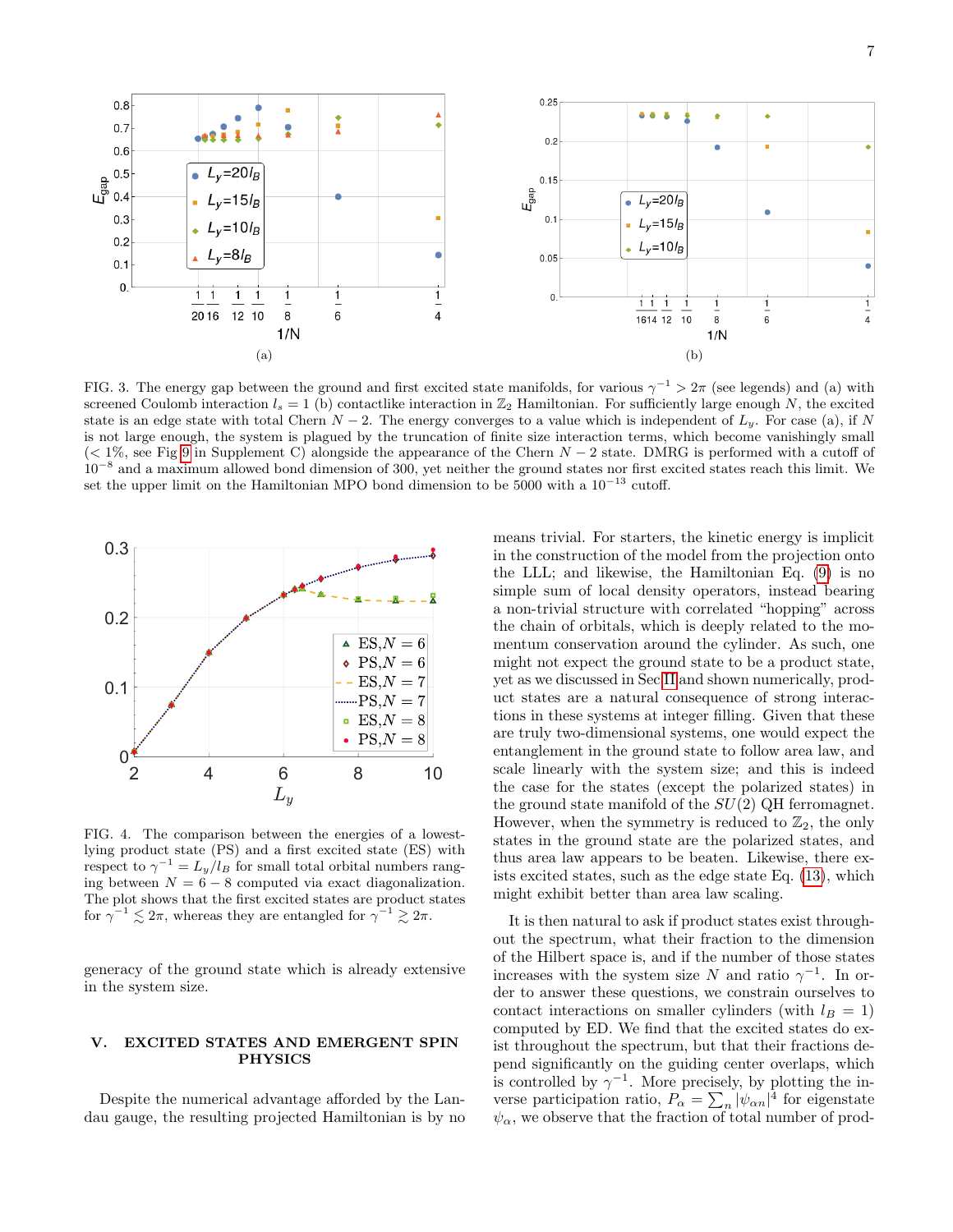FIG. 3. The energy gap between the ground and first excited state manifolds, for various $\gamma^{-1} > 2\pi$ (see legends) and (a) with screened Coulomb interaction $l_s = 1$ (b) contactlike interaction in $\mathbb{Z}_2$ Hamiltonian. For sufficiently large enough $N$, the excited state is an edge state with total Chern $N-2$. The energy converges to a value which is independent of $L_y$. For case (a), if $N$ is not large enough, the system is plagued by the truncation of finite size interaction terms, which become vanishingly small ($< 1\%$, see Fig 9 in Supplement C) alongside the appearance of the Chern $N-2$ state. DMRG is performed with a cutoff of $10^{-8}$ and a maximum allowed bond dimension of 300, yet neither the ground states nor first excited states reach this limit. We set the upper limit on the Hamiltonian MPO bond dimension to be 5000 with a $10^{-13}$ cutoff.

FIG. 4. The comparison between the energies of a lowest-lying product state (PS) and a first excited state (ES) with respect to $\gamma^{-1} = L_y/l_B$ for small total orbital numbers ranging between $N = 6-8$ computed via exact diagonalization. The plot shows that the first excited states are product states for $\gamma^{-1} \lesssim 2\pi$, whereas they are entangled for $\gamma^{-1} \gtrsim 2\pi$.

generacy of the ground state which is already extensive in the system size.

## V. EXCITED STATES AND EMERGENT SPIN PHYSICS

Despite the numerical advantage afforded by the Landau gauge, the resulting projected Hamiltonian is by no means trivial. For starters, the kinetic energy is implicit in the construction of the model from the projection onto the LLL; and likewise, the Hamiltonian Eq. (9) is no simple sum of local density operators, instead bearing a non-trivial structure with correlated "hopping" across the chain of orbitals, which is deeply related to the momentum conservation around the cylinder. As such, one might not expect the ground state to be a product state, yet as we discussed in Sec II and shown numerically, product states are a natural consequence of strong interactions in these systems at integer filling. Given that these are truly two-dimensional systems, one would expect the entanglement in the ground state to follow area law, and scale linearly with the system size; and this is indeed the case for the states (except the polarized states) in the ground state manifold of the $SU(2)$ QH ferromagnet. However, when the symmetry is reduced to $\mathbb{Z}_2$, the only states in the ground state are the polarized states, and thus area law appears to be beaten. Likewise, there exists excited states, such as the edge state Eq. (13), which might exhibit better than area law scaling.

It is then natural to ask if product states exist throughout the spectrum, what their fraction to the dimension of the Hilbert space is, and if the number of those states increases with the system size $N$ and ratio $\gamma^{-1}$. In order to answer these questions, we constrain ourselves to contact interactions on smaller cylinders (with $l_B = 1$) computed by ED. We find that the excited states do exist throughout the spectrum, but that their fractions depend significantly on the guiding center overlaps, which is controlled by $\gamma^{-1}$. More precisely, by plotting the inverse participation ratio, $P_\alpha = \sum_n |\psi_{\alpha n}|^4$ for eigenstate $\psi_\alpha$, we observe that the fraction of total number of prod-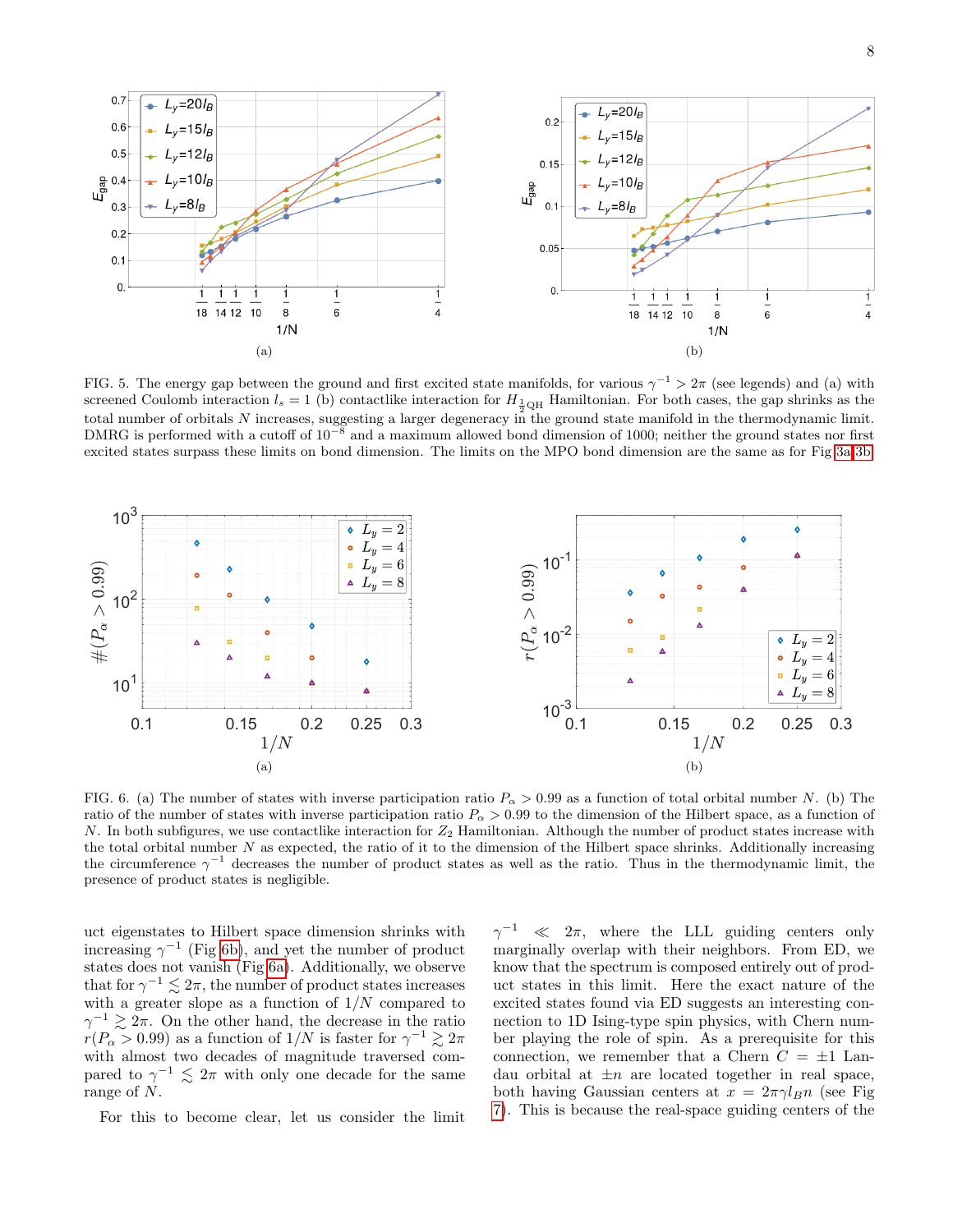(a)

(b)

FIG. 5. The energy gap between the ground and first excited state manifolds, for various $\gamma^{-1} > 2\pi$ (see legends) and (a) with screened Coulomb interaction $l_s = 1$ (b) contactlike interaction for $H_{\frac{1}{2}\text{QH}}$ Hamiltonian. For both cases, the gap shrinks as the total number of orbitals $N$ increases, suggesting a larger degeneracy in the ground state manifold in the thermodynamic limit. DMRG is performed with a cutoff of $10^{-8}$ and a maximum allowed bond dimension of 1000; neither the ground states nor first excited states surpass these limits on bond dimension. The limits on the MPO bond dimension are the same as for Fig 3a,3b.

(a)

(b)

FIG. 6. (a) The number of states with inverse participation ratio $P_\alpha > 0.99$ as a function of total orbital number $N$. (b) The ratio of the number of states with inverse participation ratio $P_\alpha > 0.99$ to the dimension of the Hilbert space, as a function of $N$. In both subfigures, we use contactlike interaction for $Z_2$ Hamiltonian. Although the number of product states increase with the total orbital number $N$ as expected, the ratio of it to the dimension of the Hilbert space shrinks. Additionally increasing the circumference $\gamma^{-1}$ decreases the number of product states as well as the ratio. Thus in the thermodynamic limit, the presence of product states is negligible.

uct eigenstates to Hilbert space dimension shrinks with increasing $\gamma^{-1}$ (Fig 6b), and yet the number of product states does not vanish (Fig 6a). Additionally, we observe that for $\gamma^{-1} \lesssim 2\pi$, the number of product states increases with a greater slope as a function of $1/N$ compared to $\gamma^{-1} \gtrsim 2\pi$. On the other hand, the decrease in the ratio $r(P_\alpha > 0.99)$ as a function of $1/N$ is faster for $\gamma^{-1} \gtrsim 2\pi$ with almost two decades of magnitude traversed compared to $\gamma^{-1} \lesssim 2\pi$ with only one decade for the same range of $N$.

For this to become clear, let us consider the limit $\gamma^{-1} \ll 2\pi$, where the LLL guiding centers only marginally overlap with their neighbors. From ED, we know that the spectrum is composed entirely out of product states in this limit. Here the exact nature of the excited states found via ED suggests an interesting connection to 1D Ising-type spin physics, with Chern number playing the role of spin. As a prerequisite for this connection, we remember that a Chern $C = \pm 1$ Landau orbital at $\pm n$ are located together in real space, both having Gaussian centers at $x = 2\pi\gamma l_B n$ (see Fig 7). This is because the real-space guiding centers of the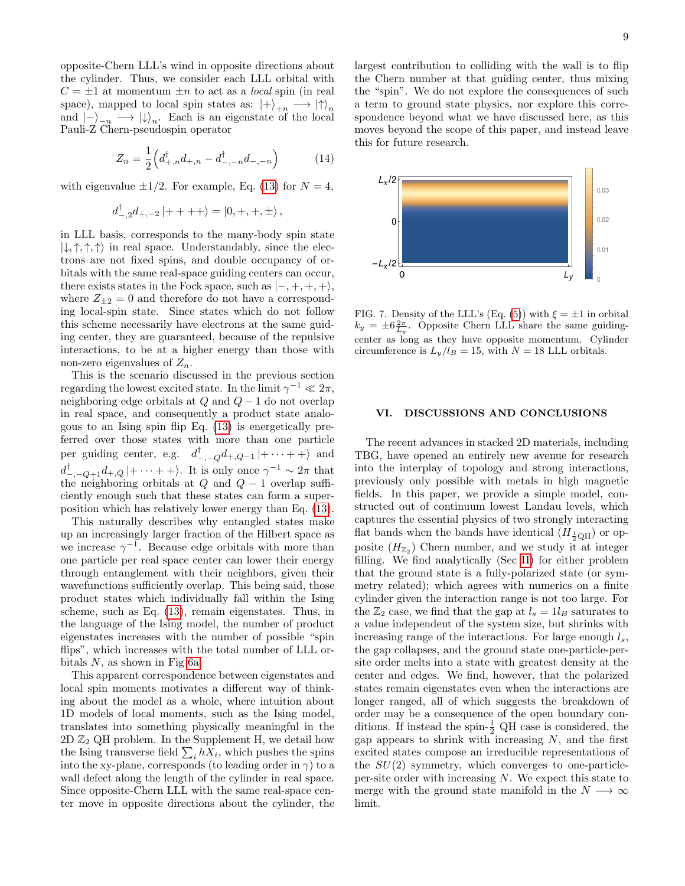opposite-Chern LLL's wind in opposite directions about the cylinder. Thus, we consider each LLL orbital with $C = \pm 1$ at momentum $\pm n$ to act as a *local* spin (in real space), mapped to local spin states as: $|+\rangle_{+n} \longrightarrow |\uparrow\rangle_n$ and $|-\rangle_{-n} \longrightarrow |\downarrow\rangle_n$. Each is an eigenstate of the local Pauli-Z Chern-pseudospin operator

$$Z_n = \frac{1}{2}\left(d^\dagger_{+,n} d_{+,n} - d^\dagger_{-,-n} d_{-,-n}\right) \tag{14}$$

with eigenvalue $\pm 1/2$. For example, Eq. (13) for $N = 4$,

$$d^\dagger_{-,2} d_{+,-2} |++++\rangle = |0,+,+,\pm\rangle\,,$$

in LLL basis, corresponds to the many-body spin state $|\downarrow,\uparrow,\uparrow,\uparrow\rangle$ in real space. Understandably, since the electrons are not fixed spins, and double occupancy of orbitals with the same real-space guiding centers can occur, there exists states in the Fock space, such as $|-,+,+,+\rangle$, where $Z_{\pm 2} = 0$ and therefore do not have a corresponding local-spin state. Since states which do not follow this scheme necessarily have electrons at the same guiding center, they are guaranteed, because of the repulsive interactions, to be at a higher energy than those with non-zero eigenvalues of $Z_n$.

This is the scenario discussed in the previous section regarding the lowest excited state. In the limit $\gamma^{-1} \ll 2\pi$, neighboring edge orbitals at $Q$ and $Q-1$ do not overlap in real space, and consequently a product state analogous to an Ising spin flip Eq. (13) is energetically preferred over those states with more than one particle per guiding center, e.g. $d^\dagger_{-,-Q} d_{+,Q-1} |+\cdots++\rangle$ and $d^\dagger_{-,-Q+1} d_{+,Q} |+\cdots++\rangle$. It is only once $\gamma^{-1} \sim 2\pi$ that the neighboring orbitals at $Q$ and $Q-1$ overlap sufficiently enough such that these states can form a superposition which has relatively lower energy than Eq. (13).

This naturally describes why entangled states make up an increasingly larger fraction of the Hilbert space as we increase $\gamma^{-1}$. Because edge orbitals with more than one particle per real space center can lower their energy through entanglement with their neighbors, given their wavefunctions sufficiently overlap. This being said, those product states which individually fall within the Ising scheme, such as Eq. (13), remain eigenstates. Thus, in the language of the Ising model, the number of product eigenstates increases with the number of possible "spin flips", which increases with the total number of LLL orbitals $N$, as shown in Fig 6a.

This apparent correspondence between eigenstates and local spin moments motivates a different way of thinking about the model as a whole, where intuition about 1D models of local moments, such as the Ising model, translates into something physically meaningful in the 2D $\mathbb{Z}_2$ QH problem. In the Supplement H, we detail how the Ising transverse field $\sum_i hX_i$, which pushes the spins into the xy-plane, corresponds (to leading order in $\gamma$) to a wall defect along the length of the cylinder in real space. Since opposite-Chern LLL with the same real-space center move in opposite directions about the cylinder, the largest contribution to colliding with the wall is to flip the Chern number at that guiding center, thus mixing the "spin". We do not explore the consequences of such a term to ground state physics, nor explore this correspondence beyond what we have discussed here, as this moves beyond the scope of this paper, and instead leave this for future research.

FIG. 7. Density of the LLL's (Eq. (5)) with $\xi = \pm 1$ in orbital $k_y = \pm 6\frac{2\pi}{L_y}$. Opposite Chern LLL share the same guiding-center as long as they have opposite momentum. Cylinder circumference is $L_y/l_B = 15$, with $N = 18$ LLL orbitals.

## VI. DISCUSSIONS AND CONCLUSIONS

The recent advances in stacked 2D materials, including TBG, have opened an entirely new avenue for research into the interplay of topology and strong interactions, previously only possible with metals in high magnetic fields. In this paper, we provide a simple model, constructed out of continuum lowest Landau levels, which captures the essential physics of two strongly interacting flat bands when the bands have identical ($H_{\frac{1}{2}\text{QH}}$) or opposite ($H_{\mathbb{Z}_2}$) Chern number, and we study it at integer filling. We find analytically (Sec II) for either problem that the ground state is a fully-polarized state (or symmetry related); which agrees with numerics on a finite cylinder given the interaction range is not too large. For the $\mathbb{Z}_2$ case, we find that the gap at $l_s = 1 l_B$ saturates to a value independent of the system size, but shrinks with increasing range of the interactions. For large enough $l_s$, the gap collapses, and the ground state one-particle-per-site order melts into a state with greatest density at the center and edges. We find, however, that the polarized states remain eigenstates even when the interactions are longer ranged, all of which suggests the breakdown of order may be a consequence of the open boundary conditions. If instead the spin-$\frac{1}{2}$ QH case is considered, the gap appears to shrink with increasing $N$, and the first excited states compose an irreducible representations of the $SU(2)$ symmetry, which converges to one-particle-per-site order with increasing $N$. We expect this state to merge with the ground state manifold in the $N \longrightarrow \infty$ limit.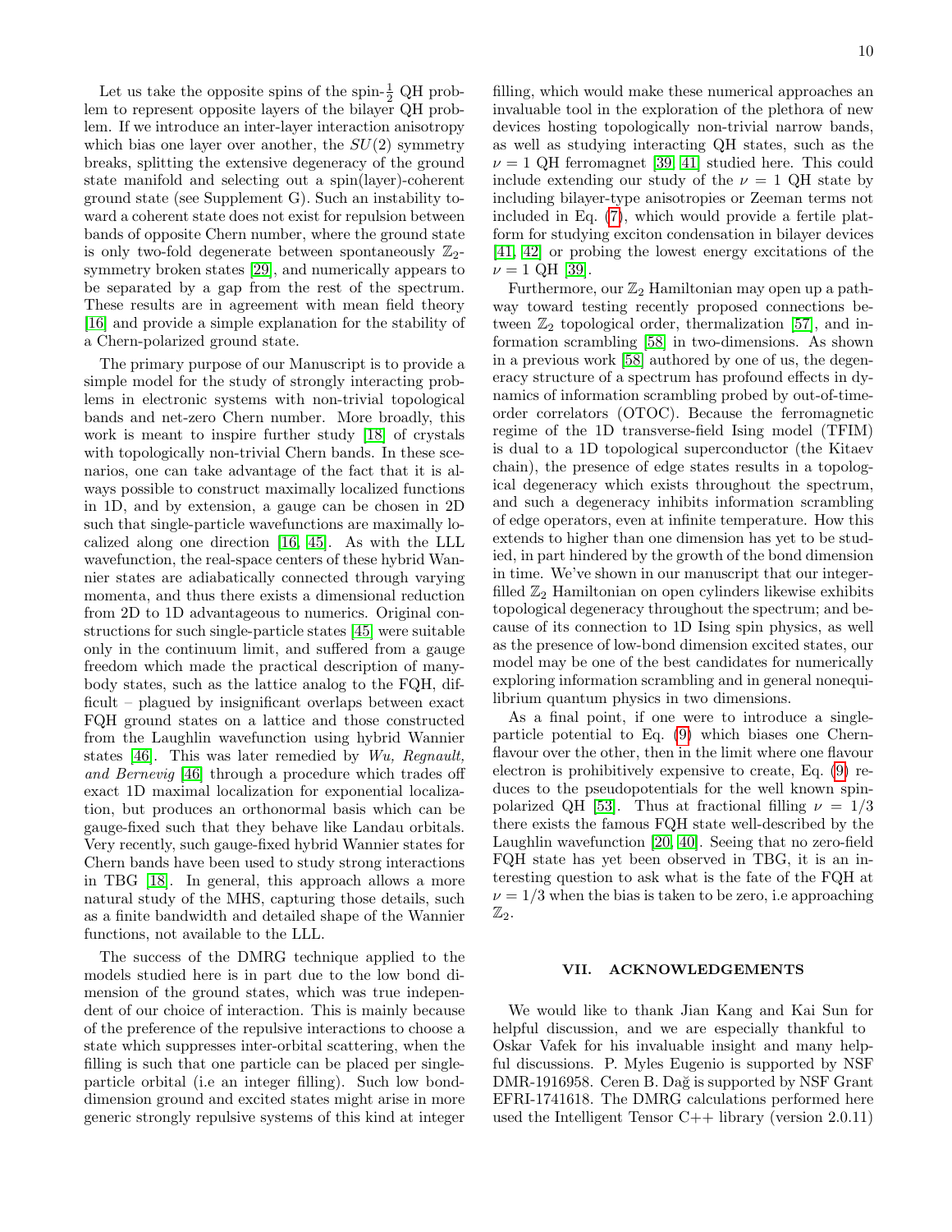Let us take the opposite spins of the spin-$\frac{1}{2}$ QH problem to represent opposite layers of the bilayer QH problem. If we introduce an inter-layer interaction anisotropy which bias one layer over another, the $SU(2)$ symmetry breaks, splitting the extensive degeneracy of the ground state manifold and selecting out a spin(layer)-coherent ground state (see Supplement G). Such an instability toward a coherent state does not exist for repulsion between bands of opposite Chern number, where the ground state is only two-fold degenerate between spontaneously $\mathbb{Z}_2$-symmetry broken states [29], and numerically appears to be separated by a gap from the rest of the spectrum. These results are in agreement with mean field theory [16] and provide a simple explanation for the stability of a Chern-polarized ground state.

The primary purpose of our Manuscript is to provide a simple model for the study of strongly interacting problems in electronic systems with non-trivial topological bands and net-zero Chern number. More broadly, this work is meant to inspire further study [18] of crystals with topologically non-trivial Chern bands. In these scenarios, one can take advantage of the fact that it is always possible to construct maximally localized functions in 1D, and by extension, a gauge can be chosen in 2D such that single-particle wavefunctions are maximally localized along one direction [16, 45]. As with the LLL wavefunction, the real-space centers of these hybrid Wannier states are adiabatically connected through varying momenta, and thus there exists a dimensional reduction from 2D to 1D advantageous to numerics. Original constructions for such single-particle states [45] were suitable only in the continuum limit, and suffered from a gauge freedom which made the practical description of many-body states, such as the lattice analog to the FQH, difficult – plagued by insignificant overlaps between exact FQH ground states on a lattice and those constructed from the Laughlin wavefunction using hybrid Wannier states [46]. This was later remedied by *Wu, Regnault, and Bernevig* [46] through a procedure which trades off exact 1D maximal localization for exponential localization, but produces an orthonormal basis which can be gauge-fixed such that they behave like Landau orbitals. Very recently, such gauge-fixed hybrid Wannier states for Chern bands have been used to study strong interactions in TBG [18]. In general, this approach allows a more natural study of the MHS, capturing those details, such as a finite bandwidth and detailed shape of the Wannier functions, not available to the LLL.

The success of the DMRG technique applied to the models studied here is in part due to the low bond dimension of the ground states, which was true independent of our choice of interaction. This is mainly because of the preference of the repulsive interactions to choose a state which suppresses inter-orbital scattering, when the filling is such that one particle can be placed per single-particle orbital (i.e an integer filling). Such low bond-dimension ground and excited states might arise in more generic strongly repulsive systems of this kind at integer filling, which would make these numerical approaches an invaluable tool in the exploration of the plethora of new devices hosting topologically non-trivial narrow bands, as well as studying interacting QH states, such as the $\nu = 1$ QH ferromagnet [39, 41] studied here. This could include extending our study of the $\nu = 1$ QH state by including bilayer-type anisotropies or Zeeman terms not included in Eq. (7), which would provide a fertile platform for studying exciton condensation in bilayer devices [41, 42] or probing the lowest energy excitations of the $\nu = 1$ QH [39].

Furthermore, our $\mathbb{Z}_2$ Hamiltonian may open up a pathway toward testing recently proposed connections between $\mathbb{Z}_2$ topological order, thermalization [57], and information scrambling [58] in two-dimensions. As shown in a previous work [58] authored by one of us, the degeneracy structure of a spectrum has profound effects in dynamics of information scrambling probed by out-of-time-order correlators (OTOC). Because the ferromagnetic regime of the 1D transverse-field Ising model (TFIM) is dual to a 1D topological superconductor (the Kitaev chain), the presence of edge states results in a topological degeneracy which exists throughout the spectrum, and such a degeneracy inhibits information scrambling of edge operators, even at infinite temperature. How this extends to higher than one dimension has yet to be studied, in part hindered by the growth of the bond dimension in time. We've shown in our manuscript that our integer-filled $\mathbb{Z}_2$ Hamiltonian on open cylinders likewise exhibits topological degeneracy throughout the spectrum; and because of its connection to 1D Ising spin physics, as well as the presence of low-bond dimension excited states, our model may be one of the best candidates for numerically exploring information scrambling and in general nonequilibrium quantum physics in two dimensions.

As a final point, if one were to introduce a single-particle potential to Eq. (9) which biases one Chern-flavour over the other, then in the limit where one flavour electron is prohibitively expensive to create, Eq. (9) reduces to the pseudopotentials for the well known spin-polarized QH [53]. Thus at fractional filling $\nu = 1/3$ there exists the famous FQH state well-described by the Laughlin wavefunction [20, 40]. Seeing that no zero-field FQH state has yet been observed in TBG, it is an interesting question to ask what is the fate of the FQH at $\nu = 1/3$ when the bias is taken to be zero, i.e approaching $\mathbb{Z}_2$.

## VII. ACKNOWLEDGEMENTS

We would like to thank Jian Kang and Kai Sun for helpful discussion, and we are especially thankful to Oskar Vafek for his invaluable insight and many helpful discussions. P. Myles Eugenio is supported by NSF DMR-1916958. Ceren B. Dağ is supported by NSF Grant EFRI-1741618. The DMRG calculations performed here used the Intelligent Tensor C++ library (version 2.0.11)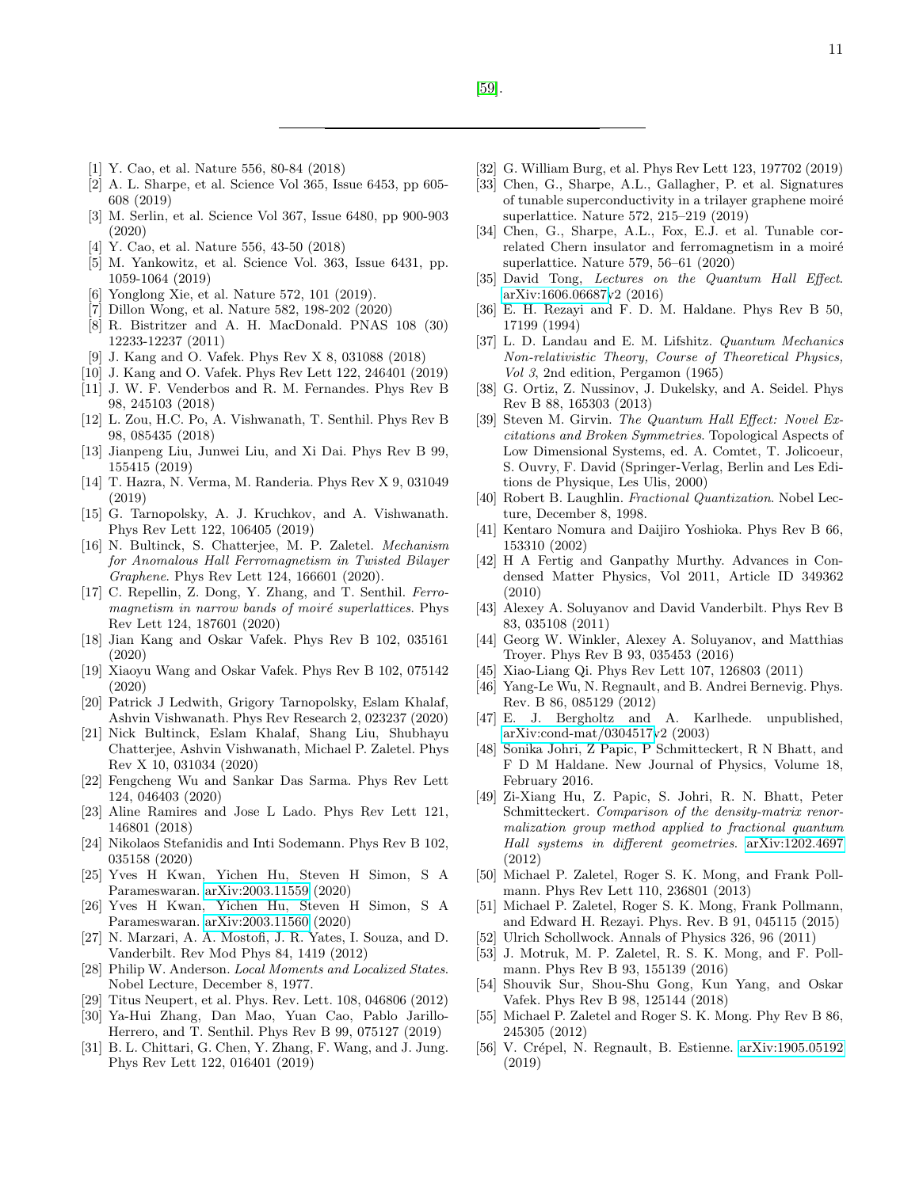[59].

---

[1] Y. Cao, et al. Nature 556, 80-84 (2018)

[2] A. L. Sharpe, et al. Science Vol 365, Issue 6453, pp 605-608 (2019)

[3] M. Serlin, et al. Science Vol 367, Issue 6480, pp 900-903 (2020)

[4] Y. Cao, et al. Nature 556, 43-50 (2018)

[5] M. Yankowitz, et al. Science Vol. 363, Issue 6431, pp. 1059-1064 (2019)

[6] Yonglong Xie, et al. Nature 572, 101 (2019).

[7] Dillon Wong, et al. Nature 582, 198-202 (2020)

[8] R. Bistritzer and A. H. MacDonald. PNAS 108 (30) 12233-12237 (2011)

[9] J. Kang and O. Vafek. Phys Rev X 8, 031088 (2018)

[10] J. Kang and O. Vafek. Phys Rev Lett 122, 246401 (2019)

[11] J. W. F. Venderbos and R. M. Fernandes. Phys Rev B 98, 245103 (2018)

[12] L. Zou, H.C. Po, A. Vishwanath, T. Senthil. Phys Rev B 98, 085435 (2018)

[13] Jianpeng Liu, Junwei Liu, and Xi Dai. Phys Rev B 99, 155415 (2019)

[14] T. Hazra, N. Verma, M. Randeria. Phys Rev X 9, 031049 (2019)

[15] G. Tarnopolsky, A. J. Kruchkov, and A. Vishwanath. Phys Rev Lett 122, 106405 (2019)

[16] N. Bultinck, S. Chatterjee, M. P. Zaletel. *Mechanism for Anomalous Hall Ferromagnetism in Twisted Bilayer Graphene*. Phys Rev Lett 124, 166601 (2020).

[17] C. Repellin, Z. Dong, Y. Zhang, and T. Senthil. *Ferromagnetism in narrow bands of moiré superlattices*. Phys Rev Lett 124, 187601 (2020)

[18] Jian Kang and Oskar Vafek. Phys Rev B 102, 035161 (2020)

[19] Xiaoyu Wang and Oskar Vafek. Phys Rev B 102, 075142 (2020)

[20] Patrick J Ledwith, Grigory Tarnopolsky, Eslam Khalaf, Ashvin Vishwanath. Phys Rev Research 2, 023237 (2020)

[21] Nick Bultinck, Eslam Khalaf, Shang Liu, Shubhayu Chatterjee, Ashvin Vishwanath, Michael P. Zaletel. Phys Rev X 10, 031034 (2020)

[22] Fengcheng Wu and Sankar Das Sarma. Phys Rev Lett 124, 046403 (2020)

[23] Aline Ramires and Jose L Lado. Phys Rev Lett 121, 146801 (2018)

[24] Nikolaos Stefanidis and Inti Sodemann. Phys Rev B 102, 035158 (2020)

[25] Yves H Kwan, Yichen Hu, Steven H Simon, S A Parameswaran. arXiv:2003.11559 (2020)

[26] Yves H Kwan, Yichen Hu, Steven H Simon, S A Parameswaran. arXiv:2003.11560 (2020)

[27] N. Marzari, A. A. Mostofi, J. R. Yates, I. Souza, and D. Vanderbilt. Rev Mod Phys 84, 1419 (2012)

[28] Philip W. Anderson. *Local Moments and Localized States*. Nobel Lecture, December 8, 1977.

[29] Titus Neupert, et al. Phys. Rev. Lett. 108, 046806 (2012)

[30] Ya-Hui Zhang, Dan Mao, Yuan Cao, Pablo Jarillo-Herrero, and T. Senthil. Phys Rev B 99, 075127 (2019)

[31] B. L. Chittari, G. Chen, Y. Zhang, F. Wang, and J. Jung. Phys Rev Lett 122, 016401 (2019)

[32] G. William Burg, et al. Phys Rev Lett 123, 197702 (2019)

[33] Chen, G., Sharpe, A.L., Gallagher, P. et al. Signatures of tunable superconductivity in a trilayer graphene moiré superlattice. Nature 572, 215–219 (2019)

[34] Chen, G., Sharpe, A.L., Fox, E.J. et al. Tunable correlated Chern insulator and ferromagnetism in a moiré superlattice. Nature 579, 56–61 (2020)

[35] David Tong, *Lectures on the Quantum Hall Effect*. arXiv:1606.06687v2 (2016)

[36] E. H. Rezayi and F. D. M. Haldane. Phys Rev B 50, 17199 (1994)

[37] L. D. Landau and E. M. Lifshitz. *Quantum Mechanics Non-relativistic Theory, Course of Theoretical Physics, Vol 3*, 2nd edition, Pergamon (1965)

[38] G. Ortiz, Z. Nussinov, J. Dukelsky, and A. Seidel. Phys Rev B 88, 165303 (2013)

[39] Steven M. Girvin. *The Quantum Hall Effect: Novel Excitations and Broken Symmetries*. Topological Aspects of Low Dimensional Systems, ed. A. Comtet, T. Jolicoeur, S. Ouvry, F. David (Springer-Verlag, Berlin and Les Editions de Physique, Les Ulis, 2000)

[40] Robert B. Laughlin. *Fractional Quantization*. Nobel Lecture, December 8, 1998.

[41] Kentaro Nomura and Daijiro Yoshioka. Phys Rev B 66, 153310 (2002)

[42] H A Fertig and Ganpathy Murthy. Advances in Condensed Matter Physics, Vol 2011, Article ID 349362 (2010)

[43] Alexey A. Soluyanov and David Vanderbilt. Phys Rev B 83, 035108 (2011)

[44] Georg W. Winkler, Alexey A. Soluyanov, and Matthias Troyer. Phys Rev B 93, 035453 (2016)

[45] Xiao-Liang Qi. Phys Rev Lett 107, 126803 (2011)

[46] Yang-Le Wu, N. Regnault, and B. Andrei Bernevig. Phys. Rev. B 86, 085129 (2012)

[47] E. J. Bergholtz and A. Karlhede. unpublished, arXiv:cond-mat/0304517v2 (2003)

[48] Sonika Johri, Z Papic, P Schmitteckert, R N Bhatt, and F D M Haldane. New Journal of Physics, Volume 18, February 2016.

[49] Zi-Xiang Hu, Z. Papic, S. Johri, R. N. Bhatt, Peter Schmitteckert. *Comparison of the density-matrix renormalization group method applied to fractional quantum Hall systems in different geometries*. arXiv:1202.4697 (2012)

[50] Michael P. Zaletel, Roger S. K. Mong, and Frank Pollmann. Phys Rev Lett 110, 236801 (2013)

[51] Michael P. Zaletel, Roger S. K. Mong, Frank Pollmann, and Edward H. Rezayi. Phys. Rev. B 91, 045115 (2015)

[52] Ulrich Schollwock. Annals of Physics 326, 96 (2011)

[53] J. Motruk, M. P. Zaletel, R. S. K. Mong, and F. Pollmann. Phys Rev B 93, 155139 (2016)

[54] Shouvik Sur, Shou-Shu Gong, Kun Yang, and Oskar Vafek. Phys Rev B 98, 125144 (2018)

[55] Michael P. Zaletel and Roger S. K. Mong. Phy Rev B 86, 245305 (2012)

[56] V. Crépel, N. Regnault, B. Estienne. arXiv:1905.05192 (2019)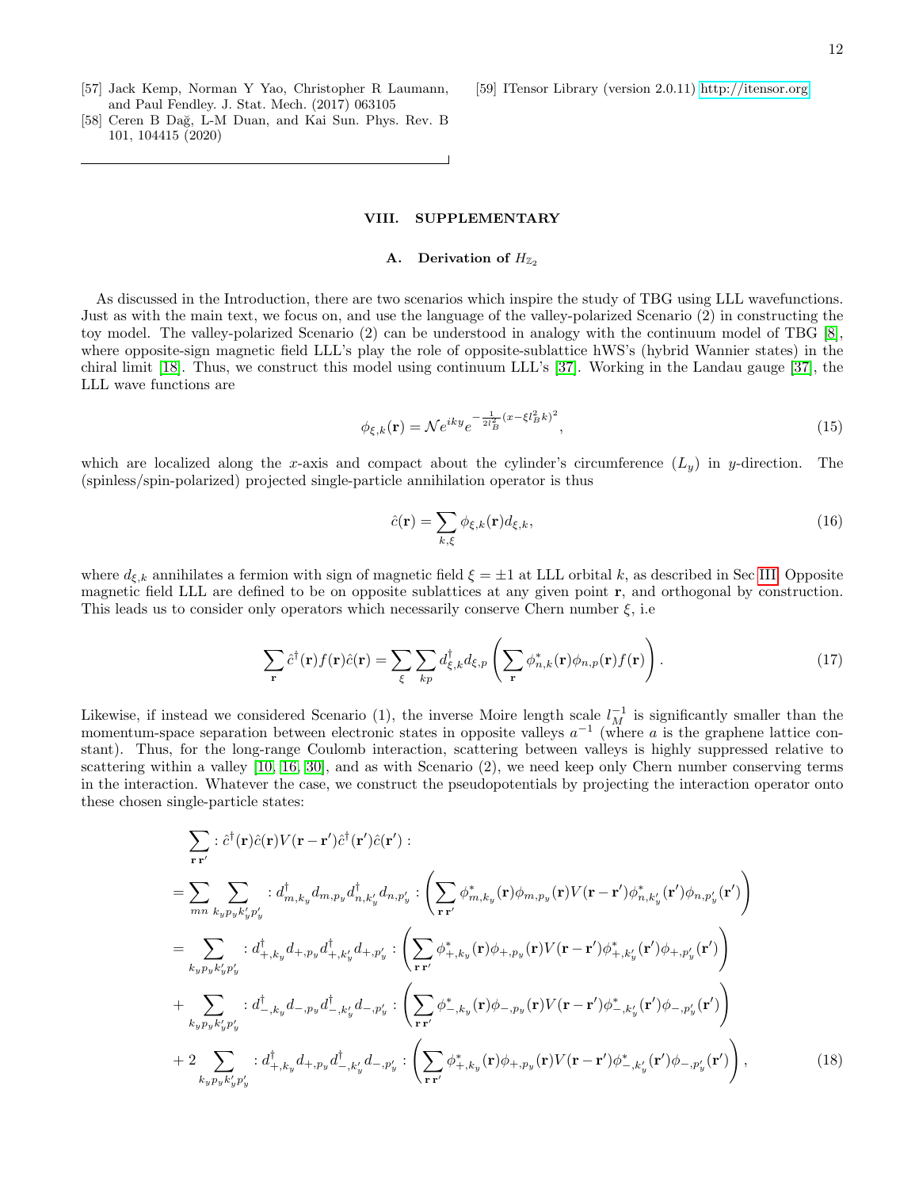[57] Jack Kemp, Norman Y Yao, Christopher R Laumann, and Paul Fendley. J. Stat. Mech. (2017) 063105

[58] Ceren B Dağ, L-M Duan, and Kai Sun. Phys. Rev. B 101, 104415 (2020)

[59] ITensor Library (version 2.0.11) http://itensor.org

## VIII. SUPPLEMENTARY

### A. Derivation of $H_{\mathbb{Z}_2}$

As discussed in the Introduction, there are two scenarios which inspire the study of TBG using LLL wavefunctions. Just as with the main text, we focus on, and use the language of the valley-polarized Scenario (2) in constructing the toy model. The valley-polarized Scenario (2) can be understood in analogy with the continuum model of TBG [8], where opposite-sign magnetic field LLL's play the role of opposite-sublattice hWS's (hybrid Wannier states) in the chiral limit [18]. Thus, we construct this model using continuum LLL's [37]. Working in the Landau gauge [37], the LLL wave functions are

$$\phi_{\xi,k}(\mathbf{r}) = \mathcal{N} e^{iky} e^{-\frac{1}{2l_B^2}(x-\xi l_B^2 k)^2}, \tag{15}$$

which are localized along the $x$-axis and compact about the cylinder's circumference ($L_y$) in $y$-direction. The (spinless/spin-polarized) projected single-particle annihilation operator is thus

$$\hat{c}(\mathbf{r}) = \sum_{k,\xi} \phi_{\xi,k}(\mathbf{r}) d_{\xi,k}, \tag{16}$$

where $d_{\xi,k}$ annihilates a fermion with sign of magnetic field $\xi = \pm 1$ at LLL orbital $k$, as described in Sec III. Opposite magnetic field LLL are defined to be on opposite sublattices at any given point $\mathbf{r}$, and orthogonal by construction. This leads us to consider only operators which necessarily conserve Chern number $\xi$, i.e

$$\sum_{\mathbf{r}} \hat{c}^\dagger(\mathbf{r}) f(\mathbf{r}) \hat{c}(\mathbf{r}) = \sum_{\xi} \sum_{kp} d^\dagger_{\xi,k} d_{\xi,p} \left( \sum_{\mathbf{r}} \phi^*_{n,k}(\mathbf{r}) \phi_{n,p}(\mathbf{r}) f(\mathbf{r}) \right). \tag{17}$$

Likewise, if instead we considered Scenario (1), the inverse Moire length scale $l_M^{-1}$ is significantly smaller than the momentum-space separation between electronic states in opposite valleys $a^{-1}$ (where $a$ is the graphene lattice constant). Thus, for the long-range Coulomb interaction, scattering between valleys is highly suppressed relative to scattering within a valley [10, 16, 30], and as with Scenario (2), we need keep only Chern number conserving terms in the interaction. Whatever the case, we construct the pseudopotentials by projecting the interaction operator onto these chosen single-particle states:

$$\begin{aligned}
&\sum_{\mathbf{r}\,\mathbf{r}'} : \hat{c}^\dagger(\mathbf{r}) \hat{c}(\mathbf{r}) V(\mathbf{r}-\mathbf{r}') \hat{c}^\dagger(\mathbf{r}') \hat{c}(\mathbf{r}') : \\
&= \sum_{mn} \sum_{k_y p_y k_y' p_y'} : d^\dagger_{m,k_y} d_{m,p_y} d^\dagger_{n,k_y'} d_{n,p_y'} : \left( \sum_{\mathbf{r}\,\mathbf{r}'} \phi^*_{m,k_y}(\mathbf{r}) \phi_{m,p_y}(\mathbf{r}) V(\mathbf{r}-\mathbf{r}') \phi^*_{n,k_y'}(\mathbf{r}') \phi_{n,p_y'}(\mathbf{r}') \right) \\
&= \sum_{k_y p_y k_y' p_y'} : d^\dagger_{+,k_y} d_{+,p_y} d^\dagger_{+,k_y'} d_{+,p_y'} : \left( \sum_{\mathbf{r}\,\mathbf{r}'} \phi^*_{+,k_y}(\mathbf{r}) \phi_{+,p_y}(\mathbf{r}) V(\mathbf{r}-\mathbf{r}') \phi^*_{+,k_y'}(\mathbf{r}') \phi_{+,p_y'}(\mathbf{r}') \right) \\
&+ \sum_{k_y p_y k_y' p_y'} : d^\dagger_{-,k_y} d_{-,p_y} d^\dagger_{-,k_y'} d_{-,p_y'} : \left( \sum_{\mathbf{r}\,\mathbf{r}'} \phi^*_{-,k_y}(\mathbf{r}) \phi_{-,p_y}(\mathbf{r}) V(\mathbf{r}-\mathbf{r}') \phi^*_{-,k_y'}(\mathbf{r}') \phi_{-,p_y'}(\mathbf{r}') \right) \\
&+ 2 \sum_{k_y p_y k_y' p_y'} : d^\dagger_{+,k_y} d_{+,p_y} d^\dagger_{-,k_y'} d_{-,p_y'} : \left( \sum_{\mathbf{r}\,\mathbf{r}'} \phi^*_{+,k_y}(\mathbf{r}) \phi_{+,p_y}(\mathbf{r}) V(\mathbf{r}-\mathbf{r}') \phi^*_{-,k_y'}(\mathbf{r}') \phi_{-,p_y'}(\mathbf{r}') \right),
\end{aligned} \tag{18}$$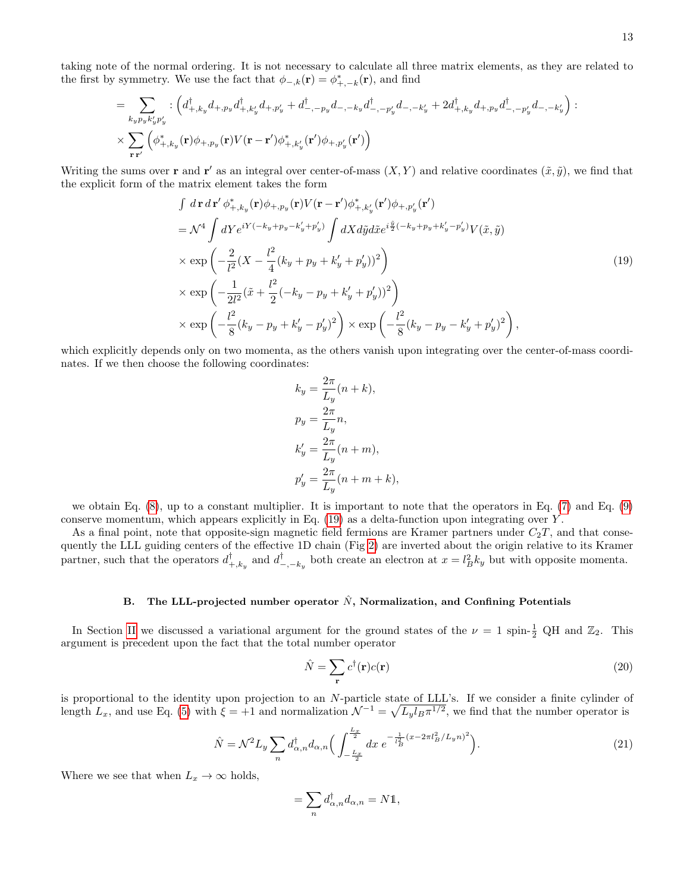taking note of the normal ordering. It is not necessary to calculate all three matrix elements, as they are related to the first by symmetry. We use the fact that $\phi_{-,k}(\mathbf{r}) = \phi^*_{+,-k}(\mathbf{r})$, and find

$$
\begin{aligned}
&= \sum_{k_y p_y k'_y p'_y} : \Big( d^\dagger_{+,k_y} d_{+,p_y} d^\dagger_{+,k'_y} d_{+,p'_y} + d^\dagger_{-,-p_y} d_{-,-k_y} d^\dagger_{-,-p'_y} d_{-,-k'_y} + 2 d^\dagger_{+,k_y} d_{+,p_y} d^\dagger_{-,-p'_y} d_{-,-k'_y} \Big) : \\
&\times \sum_{\mathbf{r}\,\mathbf{r}'} \Big( \phi^*_{+,k_y}(\mathbf{r}) \phi_{+,p_y}(\mathbf{r}) V(\mathbf{r}-\mathbf{r}') \phi^*_{+,k'_y}(\mathbf{r}') \phi_{+,p'_y}(\mathbf{r}') \Big)
\end{aligned}
$$

Writing the sums over $\mathbf{r}$ and $\mathbf{r}'$ as an integral over center-of-mass $(X,Y)$ and relative coordinates $(\tilde{x},\tilde{y})$, we find that the explicit form of the matrix element takes the form

$$
\begin{aligned}
&\int d\,\mathbf{r}\, d\,\mathbf{r}'\, \phi^*_{+,k_y}(\mathbf{r}) \phi_{+,p_y}(\mathbf{r}) V(\mathbf{r}-\mathbf{r}') \phi^*_{+,k'_y}(\mathbf{r}') \phi_{+,p'_y}(\mathbf{r}') \\
&= \mathcal{N}^4 \int dY e^{iY(-k_y+p_y-k'_y+p'_y)} \int dX d\tilde{y} d\tilde{x} e^{i\frac{\tilde{y}}{2}(-k_y+p_y+k'_y-p'_y)} V(\tilde{x},\tilde{y}) \\
&\times \exp\left( -\frac{2}{l^2}(X - \frac{l^2}{4}(k_y+p_y+k'_y+p'_y))^2 \right) \\
&\times \exp\left( -\frac{1}{2l^2}(\tilde{x} + \frac{l^2}{2}(-k_y-p_y+k'_y+p'_y))^2 \right) \\
&\times \exp\left( -\frac{l^2}{8}(k_y-p_y+k'_y-p'_y)^2 \right) \times \exp\left( -\frac{l^2}{8}(k_y-p_y-k'_y+p'_y)^2 \right),
\end{aligned}
\tag{19}
$$

which explicitly depends only on two momenta, as the others vanish upon integrating over the center-of-mass coordinates. If we then choose the following coordinates:

$$
\begin{aligned}
k_y &= \frac{2\pi}{L_y}(n+k), \\
p_y &= \frac{2\pi}{L_y} n, \\
k'_y &= \frac{2\pi}{L_y}(n+m), \\
p'_y &= \frac{2\pi}{L_y}(n+m+k),
\end{aligned}
$$

we obtain Eq. (8), up to a constant multiplier. It is important to note that the operators in Eq. (7) and Eq. (9) conserve momentum, which appears explicitly in Eq. (19) as a delta-function upon integrating over $Y$.

As a final point, note that opposite-sign magnetic field fermions are Kramer partners under $C_2T$, and that consequently the LLL guiding centers of the effective 1D chain (Fig 2) are inverted about the origin relative to its Kramer partner, such that the operators $d^\dagger_{+,k_y}$ and $d^\dagger_{-,-k_y}$ both create an electron at $x = l_B^2 k_y$ but with opposite momenta.

### B. The LLL-projected number operator $\hat{N}$, Normalization, and Confining Potentials

In Section II we discussed a variational argument for the ground states of the $\nu = 1$ spin-$\frac{1}{2}$ QH and $\mathbb{Z}_2$. This argument is precedent upon the fact that the total number operator

$$
\hat{N} = \sum_{\mathbf{r}} c^\dagger(\mathbf{r}) c(\mathbf{r}) \tag{20}
$$

is proportional to the identity upon projection to an $N$-particle state of LLL's. If we consider a finite cylinder of length $L_x$, and use Eq. (5) with $\xi = +1$ and normalization $\mathcal{N}^{-1} = \sqrt{L_y l_B \pi^{1/2}}$, we find that the number operator is

$$
\hat{N} = \mathcal{N}^2 L_y \sum_n d^\dagger_{\alpha,n} d_{\alpha,n} \Big( \int_{-\frac{L_x}{2}}^{\frac{L_x}{2}} dx\, e^{-\frac{1}{l_B^2}(x - 2\pi l_B^2/L_y n)^2} \Big). \tag{21}
$$

Where we see that when $L_x \to \infty$ holds,

$$
= \sum_n d^\dagger_{\alpha,n} d_{\alpha,n} = N\mathbb{1},
$$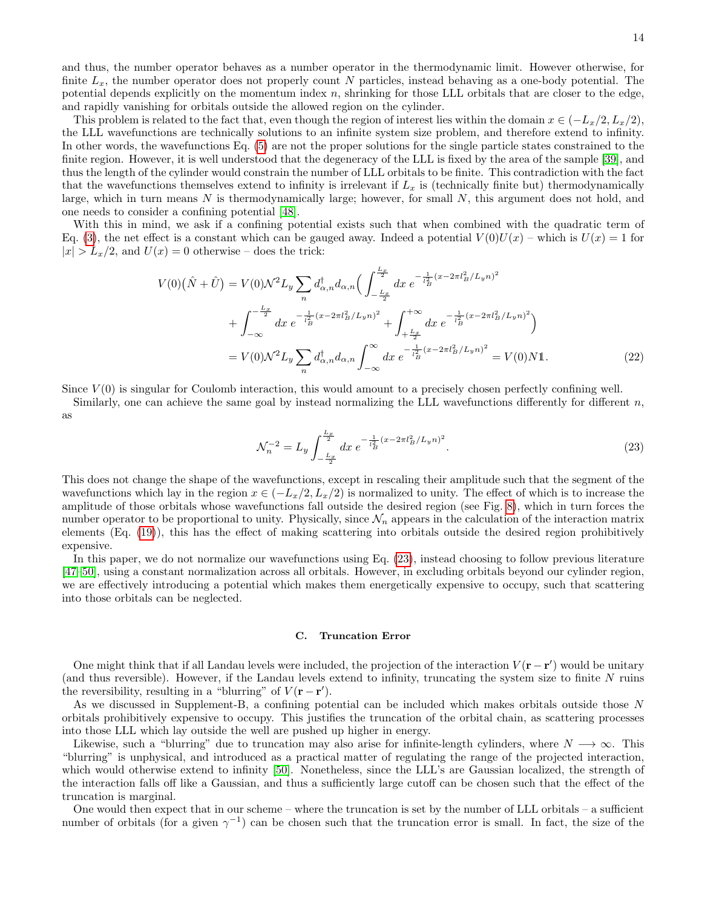and thus, the number operator behaves as a number operator in the thermodynamic limit. However otherwise, for finite $L_x$, the number operator does not properly count $N$ particles, instead behaving as a one-body potential. The potential depends explicitly on the momentum index $n$, shrinking for those LLL orbitals that are closer to the edge, and rapidly vanishing for orbitals outside the allowed region on the cylinder.

This problem is related to the fact that, even though the region of interest lies within the domain $x \in (-L_x/2, L_x/2)$, the LLL wavefunctions are technically solutions to an infinite system size problem, and therefore extend to infinity. In other words, the wavefunctions Eq. (5) are not the proper solutions for the single particle states constrained to the finite region. However, it is well understood that the degeneracy of the LLL is fixed by the area of the sample [39], and thus the length of the cylinder would constrain the number of LLL orbitals to be finite. This contradiction with the fact that the wavefunctions themselves extend to infinity is irrelevant if $L_x$ is (technically finite but) thermodynamically large, which in turn means $N$ is thermodynamically large; however, for small $N$, this argument does not hold, and one needs to consider a confining potential [48].

With this in mind, we ask if a confining potential exists such that when combined with the quadratic term of Eq. (3), the net effect is a constant which can be gauged away. Indeed a potential $V(0)U(x)$ – which is $U(x) = 1$ for $|x| > L_x/2$, and $U(x) = 0$ otherwise – does the trick:

$$
\begin{aligned}
V(0)\big(\hat{N} + \hat{U}\big) &= V(0)\mathcal{N}^2 L_y \sum_n d^\dagger_{\alpha,n} d_{\alpha,n} \Big( \int_{-\frac{L_x}{2}}^{\frac{L_x}{2}} dx\, e^{-\frac{1}{l_B^2}(x - 2\pi l_B^2/L_y n)^2} \\
&\quad + \int_{-\infty}^{-\frac{L_x}{2}} dx\, e^{-\frac{1}{l_B^2}(x - 2\pi l_B^2/L_y n)^2} + \int_{+\frac{L_x}{2}}^{+\infty} dx\, e^{-\frac{1}{l_B^2}(x - 2\pi l_B^2/L_y n)^2} \Big) \\
&= V(0)\mathcal{N}^2 L_y \sum_n d^\dagger_{\alpha,n} d_{\alpha,n} \int_{-\infty}^{\infty} dx\, e^{-\frac{1}{l_B^2}(x - 2\pi l_B^2/L_y n)^2} = V(0) N \mathbb{1}.
\end{aligned} \tag{22}
$$

Since $V(0)$ is singular for Coulomb interaction, this would amount to a precisely chosen perfectly confining well.

Similarly, one can achieve the same goal by instead normalizing the LLL wavefunctions differently for different $n$, as

$$
\mathcal{N}_n^{-2} = L_y \int_{-\frac{L_x}{2}}^{\frac{L_x}{2}} dx\, e^{-\frac{1}{l_B^2}(x - 2\pi l_B^2/L_y n)^2}. \tag{23}
$$

This does not change the shape of the wavefunctions, except in rescaling their amplitude such that the segment of the wavefunctions which lay in the region $x \in (-L_x/2, L_x/2)$ is normalized to unity. The effect of which is to increase the amplitude of those orbitals whose wavefunctions fall outside the desired region (see Fig. 8), which in turn forces the number operator to be proportional to unity. Physically, since $\mathcal{N}_n$ appears in the calculation of the interaction matrix elements (Eq. (19)), this has the effect of making scattering into orbitals outside the desired region prohibitively expensive.

In this paper, we do not normalize our wavefunctions using Eq. (23), instead choosing to follow previous literature [47–50], using a constant normalization across all orbitals. However, in excluding orbitals beyond our cylinder region, we are effectively introducing a potential which makes them energetically expensive to occupy, such that scattering into those orbitals can be neglected.

### C. Truncation Error

One might think that if all Landau levels were included, the projection of the interaction $V(\mathbf{r} - \mathbf{r}')$ would be unitary (and thus reversible). However, if the Landau levels extend to infinity, truncating the system size to finite $N$ ruins the reversibility, resulting in a "blurring" of $V(\mathbf{r} - \mathbf{r}')$.

As we discussed in Supplement-B, a confining potential can be included which makes orbitals outside those $N$ orbitals prohibitively expensive to occupy. This justifies the truncation of the orbital chain, as scattering processes into those LLL which lay outside the well are pushed up higher in energy.

Likewise, such a "blurring" due to truncation may also arise for infinite-length cylinders, where $N \longrightarrow \infty$. This "blurring" is unphysical, and introduced as a practical matter of regulating the range of the projected interaction, which would otherwise extend to infinity [50]. Nonetheless, since the LLL's are Gaussian localized, the strength of the interaction falls off like a Gaussian, and thus a sufficiently large cutoff can be chosen such that the effect of the truncation is marginal.

One would then expect that in our scheme – where the truncation is set by the number of LLL orbitals – a sufficient number of orbitals (for a given $\gamma^{-1}$) can be chosen such that the truncation error is small. In fact, the size of the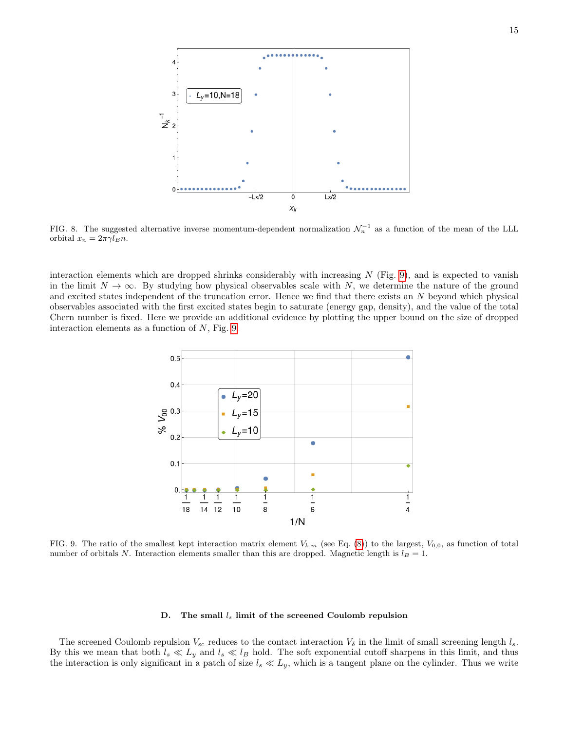FIG. 8. The suggested alternative inverse momentum-dependent normalization $\mathcal{N}_n^{-1}$ as a function of the mean of the LLL orbital $x_n = 2\pi\gamma l_B n$.

interaction elements which are dropped shrinks considerably with increasing $N$ (Fig. 9), and is expected to vanish in the limit $N \to \infty$. By studying how physical observables scale with $N$, we determine the nature of the ground and excited states independent of the truncation error. Hence we find that there exists an $N$ beyond which physical observables associated with the first excited states begin to saturate (energy gap, density), and the value of the total Chern number is fixed. Here we provide an additional evidence by plotting the upper bound on the size of dropped interaction elements as a function of $N$, Fig. 9.

FIG. 9. The ratio of the smallest kept interaction matrix element $V_{k,m}$ (see Eq. (8)) to the largest, $V_{0,0}$, as function of total number of orbitals $N$. Interaction elements smaller than this are dropped. Magnetic length is $l_B = 1$.

### D. The small $l_s$ limit of the screened Coulomb repulsion

The screened Coulomb repulsion $V_{\rm sc}$ reduces to the contact interaction $V_\delta$ in the limit of small screening length $l_s$. By this we mean that both $l_s \ll L_y$ and $l_s \ll l_B$ hold. The soft exponential cutoff sharpens in this limit, and thus the interaction is only significant in a patch of size $l_s \ll L_y$, which is a tangent plane on the cylinder. Thus we write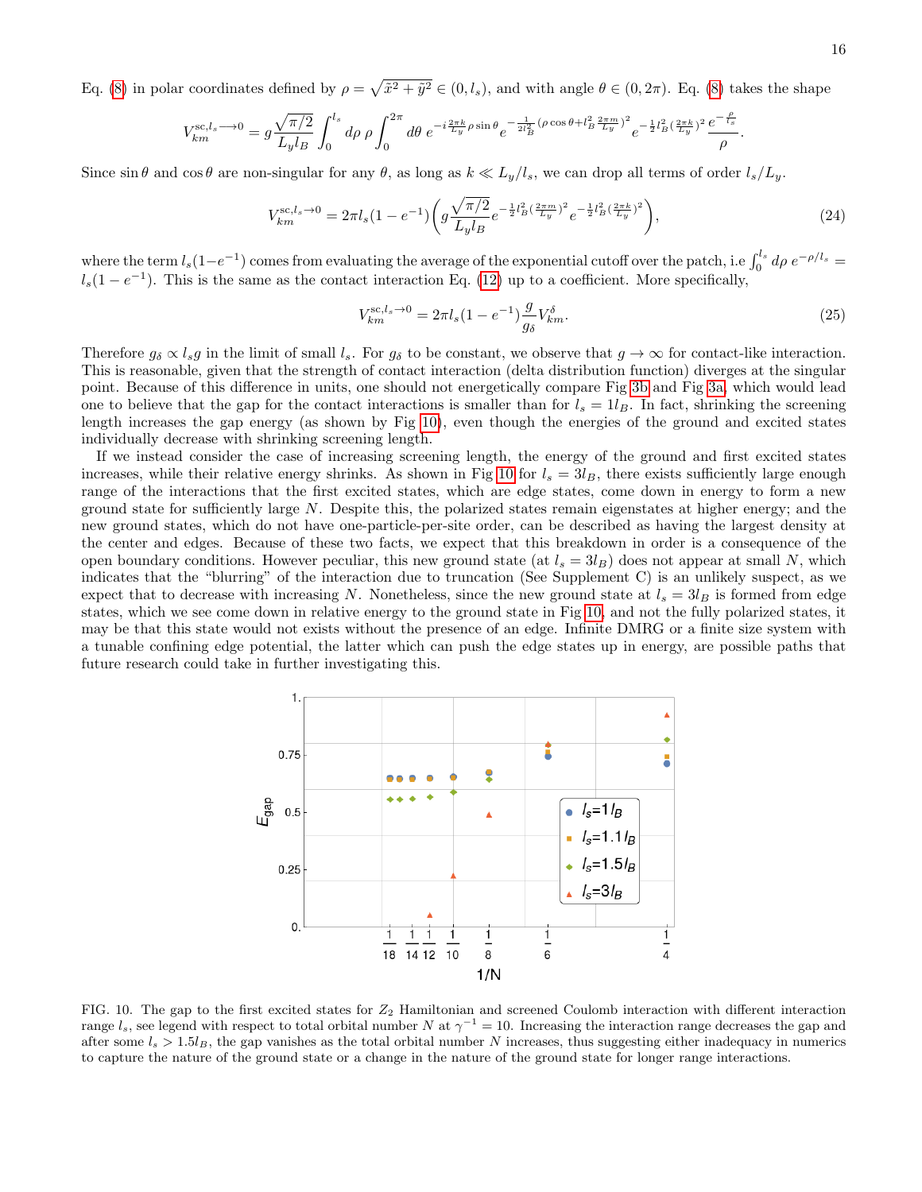Eq. (8) in polar coordinates defined by $\rho = \sqrt{\tilde{x}^2 + \tilde{y}^2} \in (0, l_s)$, and with angle $\theta \in (0, 2\pi)$. Eq. (8) takes the shape

$$V_{km}^{\text{sc},l_s \longrightarrow 0} = g\frac{\sqrt{\pi/2}}{L_y l_B}\int_0^{l_s} d\rho\, \rho \int_0^{2\pi} d\theta\, e^{-i\frac{2\pi k}{L_y}\rho\sin\theta} e^{-\frac{1}{2l_B^2}(\rho\cos\theta + l_B^2\frac{2\pi m}{L_y})^2} e^{-\frac{1}{2}l_B^2(\frac{2\pi k}{L_y})^2}\frac{e^{-\frac{\rho}{l_s}}}{\rho}.$$

Since $\sin\theta$ and $\cos\theta$ are non-singular for any $\theta$, as long as $k \ll L_y/l_s$, we can drop all terms of order $l_s/L_y$.

$$V_{km}^{\text{sc},l_s\to 0} = 2\pi l_s(1-e^{-1})\left(g\frac{\sqrt{\pi/2}}{L_y l_B}e^{-\frac{1}{2}l_B^2(\frac{2\pi m}{L_y})^2}e^{-\frac{1}{2}l_B^2(\frac{2\pi k}{L_y})^2}\right), \tag{24}$$

where the term $l_s(1-e^{-1})$ comes from evaluating the average of the exponential cutoff over the patch, i.e $\int_0^{l_s} d\rho\, e^{-\rho/l_s} = l_s(1-e^{-1})$. This is the same as the contact interaction Eq. (12) up to a coefficient. More specifically,

$$V_{km}^{\text{sc},l_s\to 0} = 2\pi l_s(1-e^{-1})\frac{g}{g_\delta}V_{km}^{\delta}. \tag{25}$$

Therefore $g_\delta \propto l_s g$ in the limit of small $l_s$. For $g_\delta$ to be constant, we observe that $g \to \infty$ for contact-like interaction. This is reasonable, given that the strength of contact interaction (delta distribution function) diverges at the singular point. Because of this difference in units, one should not energetically compare Fig 3b and Fig 3a, which would lead one to believe that the gap for the contact interactions is smaller than for $l_s = 1l_B$. In fact, shrinking the screening length increases the gap energy (as shown by Fig 10), even though the energies of the ground and excited states individually decrease with shrinking screening length.

If we instead consider the case of increasing screening length, the energy of the ground and first excited states increases, while their relative energy shrinks. As shown in Fig 10 for $l_s = 3l_B$, there exists sufficiently large enough range of the interactions that the first excited states, which are edge states, come down in energy to form a new ground state for sufficiently large $N$. Despite this, the polarized states remain eigenstates at higher energy; and the new ground states, which do not have one-particle-per-site order, can be described as having the largest density at the center and edges. Because of these two facts, we expect that this breakdown in order is a consequence of the open boundary conditions. However peculiar, this new ground state (at $l_s = 3l_B$) does not appear at small $N$, which indicates that the "blurring" of the interaction due to truncation (See Supplement C) is an unlikely suspect, as we expect that to decrease with increasing $N$. Nonetheless, since the new ground state at $l_s = 3l_B$ is formed from edge states, which we see come down in relative energy to the ground state in Fig 10, and not the fully polarized states, it may be that this state would not exists without the presence of an edge. Infinite DMRG or a finite size system with a tunable confining edge potential, the latter which can push the edge states up in energy, are possible paths that future research could take in further investigating this.

FIG. 10. The gap to the first excited states for $Z_2$ Hamiltonian and screened Coulomb interaction with different interaction range $l_s$, see legend with respect to total orbital number $N$ at $\gamma^{-1} = 10$. Increasing the interaction range decreases the gap and after some $l_s > 1.5l_B$, the gap vanishes as the total orbital number $N$ increases, thus suggesting either inadequacy in numerics to capture the nature of the ground state or a change in the nature of the ground state for longer range interactions.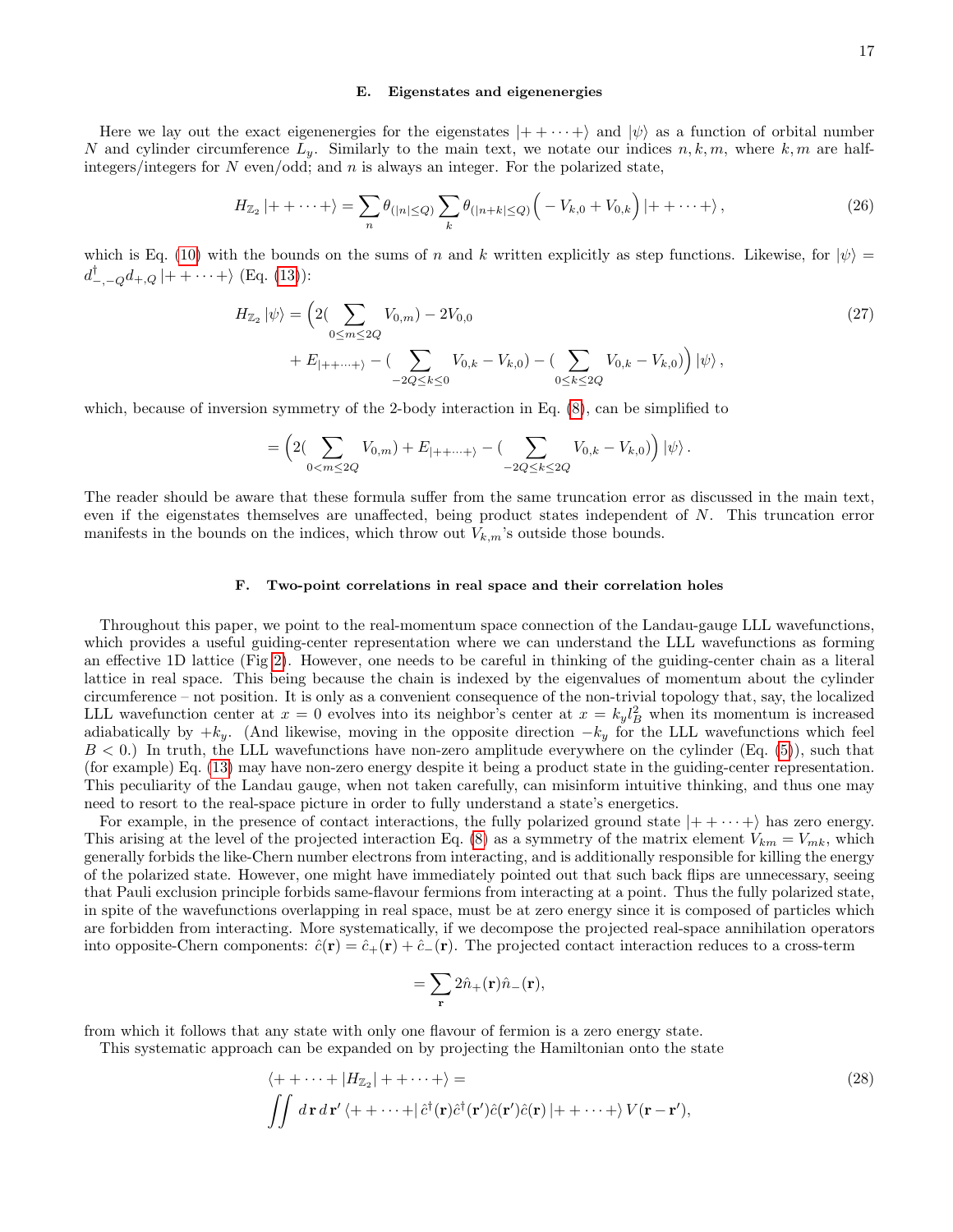### E. Eigenstates and eigenenergies

Here we lay out the exact eigenenergies for the eigenstates $|++\cdots+\rangle$ and $|\psi\rangle$ as a function of orbital number $N$ and cylinder circumference $L_y$. Similarly to the main text, we notate our indices $n, k, m$, where $k, m$ are half-integers/integers for $N$ even/odd; and $n$ is always an integer. For the polarized state,

$$H_{\mathbb{Z}_2}|++\cdots+\rangle = \sum_n \theta_{(|n|\leq Q)} \sum_k \theta_{(|n+k|\leq Q)} \Big( -V_{k,0} + V_{0,k} \Big) |++\cdots+\rangle\,, \tag{26}$$

which is Eq. (10) with the bounds on the sums of $n$ and $k$ written explicitly as step functions. Likewise, for $|\psi\rangle = d^\dagger_{-,-Q} d_{+,Q} |++\cdots+\rangle$ (Eq. (13)):

$$\begin{aligned} H_{\mathbb{Z}_2}|\psi\rangle = \Big( & 2(\sum_{0\leq m\leq 2Q} V_{0,m}) - 2V_{0,0} \\ & + E_{|++\cdots+\rangle} - (\sum_{-2Q\leq k\leq 0} V_{0,k} - V_{k,0}) - (\sum_{0\leq k\leq 2Q} V_{0,k} - V_{k,0}) \Big) |\psi\rangle\,, \end{aligned} \tag{27}$$

which, because of inversion symmetry of the 2-body interaction in Eq. (8), can be simplified to

$$= \Big( 2(\sum_{0<m\leq 2Q} V_{0,m}) + E_{|++\cdots+\rangle} - (\sum_{-2Q\leq k\leq 2Q} V_{0,k} - V_{k,0}) \Big) |\psi\rangle\,.$$

The reader should be aware that these formula suffer from the same truncation error as discussed in the main text, even if the eigenstates themselves are unaffected, being product states independent of $N$. This truncation error manifests in the bounds on the indices, which throw out $V_{k,m}$'s outside those bounds.

### F. Two-point correlations in real space and their correlation holes

Throughout this paper, we point to the real-momentum space connection of the Landau-gauge LLL wavefunctions, which provides a useful guiding-center representation where we can understand the LLL wavefunctions as forming an effective 1D lattice (Fig 2). However, one needs to be careful in thinking of the guiding-center chain as a literal lattice in real space. This being because the chain is indexed by the eigenvalues of momentum about the cylinder circumference – not position. It is only as a convenient consequence of the non-trivial topology that, say, the localized LLL wavefunction center at $x = 0$ evolves into its neighbor's center at $x = k_y l_B^2$ when its momentum is increased adiabatically by $+k_y$. (And likewise, moving in the opposite direction $-k_y$ for the LLL wavefunctions which feel $B < 0$.) In truth, the LLL wavefunctions have non-zero amplitude everywhere on the cylinder (Eq. (5)), such that (for example) Eq. (13) may have non-zero energy despite it being a product state in the guiding-center representation. This peculiarity of the Landau gauge, when not taken carefully, can misinform intuitive thinking, and thus one may need to resort to the real-space picture in order to fully understand a state's energetics.

For example, in the presence of contact interactions, the fully polarized ground state $|++\cdots+\rangle$ has zero energy. This arising at the level of the projected interaction Eq. (8) as a symmetry of the matrix element $V_{km} = V_{mk}$, which generally forbids the like-Chern number electrons from interacting, and is additionally responsible for killing the energy of the polarized state. However, one might have immediately pointed out that such back flips are unnecessary, seeing that Pauli exclusion principle forbids same-flavour fermions from interacting at a point. Thus the fully polarized state, in spite of the wavefunctions overlapping in real space, must be at zero energy since it is composed of particles which are forbidden from interacting. More systematically, if we decompose the projected real-space annihilation operators into opposite-Chern components: $\hat{c}(\mathbf{r}) = \hat{c}_+(\mathbf{r}) + \hat{c}_-(\mathbf{r})$. The projected contact interaction reduces to a cross-term

$$= \sum_{\mathbf{r}} 2\hat{n}_+(\mathbf{r})\hat{n}_-(\mathbf{r}),$$

from which it follows that any state with only one flavour of fermion is a zero energy state.

This systematic approach can be expanded on by projecting the Hamiltonian onto the state

$$\begin{aligned} & \langle ++\cdots+|H_{\mathbb{Z}_2}|++\cdots+\rangle = \\ & \iint d\,\mathbf{r}\,d\,\mathbf{r}'\,\langle ++\cdots+|\,\hat{c}^\dagger(\mathbf{r})\hat{c}^\dagger(\mathbf{r}')\hat{c}(\mathbf{r}')\hat{c}(\mathbf{r})\,|++\cdots+\rangle\,V(\mathbf{r}-\mathbf{r}'), \end{aligned} \tag{28}$$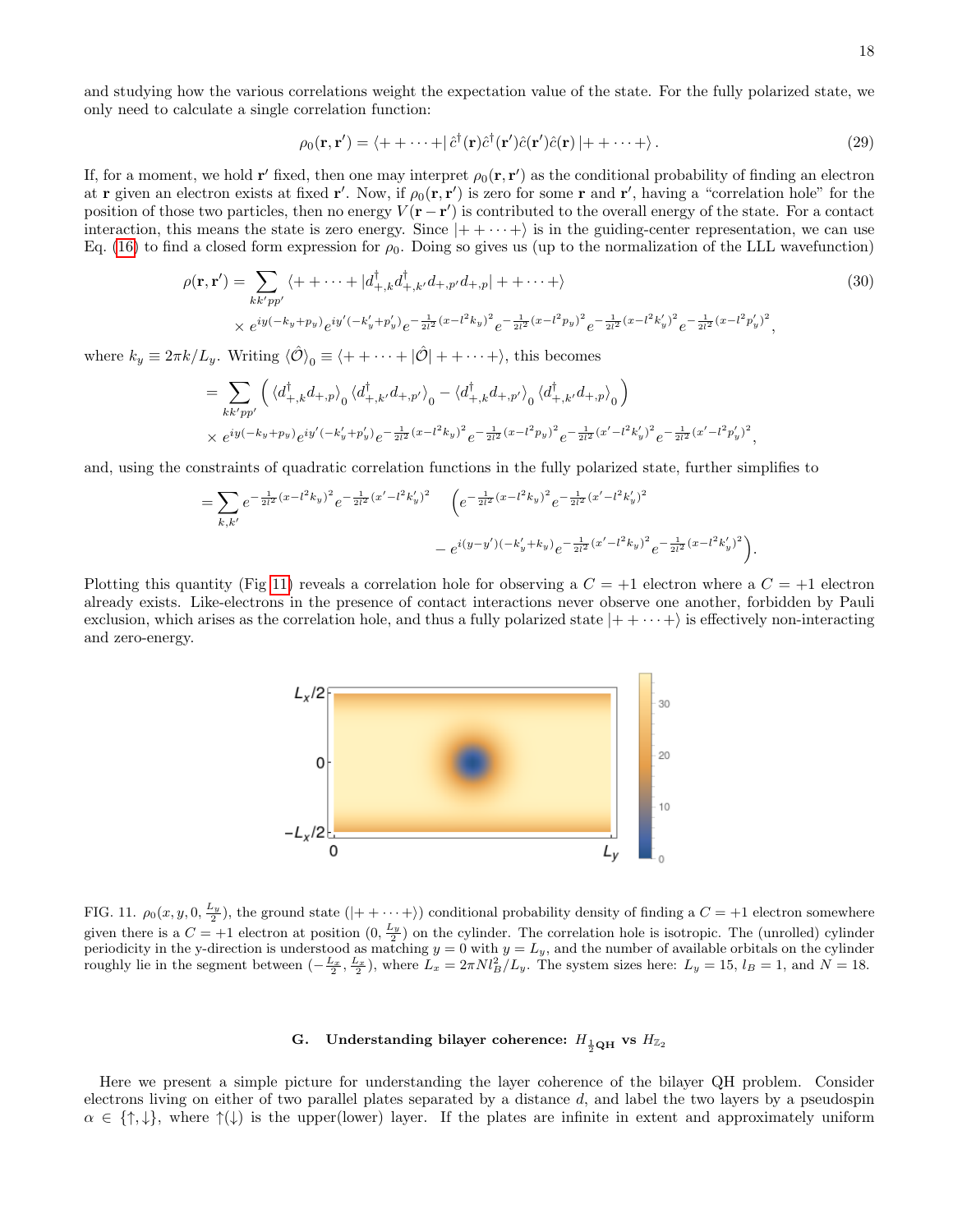and studying how the various correlations weight the expectation value of the state. For the fully polarized state, we only need to calculate a single correlation function:

$$\rho_0(\mathbf{r},\mathbf{r}') = \langle + + \cdots + | \hat{c}^\dagger(\mathbf{r})\hat{c}^\dagger(\mathbf{r}')\hat{c}(\mathbf{r}')\hat{c}(\mathbf{r}) | + + \cdots + \rangle . \tag{29}$$

If, for a moment, we hold $\mathbf{r}'$ fixed, then one may interpret $\rho_0(\mathbf{r},\mathbf{r}')$ as the conditional probability of finding an electron at $\mathbf{r}$ given an electron exists at fixed $\mathbf{r}'$. Now, if $\rho_0(\mathbf{r},\mathbf{r}')$ is zero for some $\mathbf{r}$ and $\mathbf{r}'$, having a "correlation hole" for the position of those two particles, then no energy $V(\mathbf{r}-\mathbf{r}')$ is contributed to the overall energy of the state. For a contact interaction, this means the state is zero energy. Since $|+ + \cdots +\rangle$ is in the guiding-center representation, we can use Eq. (16) to find a closed form expression for $\rho_0$. Doing so gives us (up to the normalization of the LLL wavefunction)

$$\begin{aligned}
\rho(\mathbf{r},\mathbf{r}') = \sum_{kk'pp'} & \langle + + \cdots + | d^\dagger_{+,k} d^\dagger_{+,k'} d_{+,p'} d_{+,p} | + + \cdots + \rangle \\
& \times e^{iy(-k_y+p_y)} e^{iy'(-k'_y+p'_y)} e^{-\frac{1}{2l^2}(x-l^2k_y)^2} e^{-\frac{1}{2l^2}(x-l^2p_y)^2} e^{-\frac{1}{2l^2}(x-l^2k'_y)^2} e^{-\frac{1}{2l^2}(x-l^2p'_y)^2},
\end{aligned} \tag{30}$$

where $k_y \equiv 2\pi k/L_y$. Writing $\langle \hat{\mathcal{O}} \rangle_0 \equiv \langle + + \cdots + | \hat{\mathcal{O}} | + + \cdots + \rangle$, this becomes

$$\begin{aligned}
= \sum_{kk'pp'} & \Big( \langle d^\dagger_{+,k} d_{+,p} \rangle_0 \langle d^\dagger_{+,k'} d_{+,p'} \rangle_0 - \langle d^\dagger_{+,k} d_{+,p'} \rangle_0 \langle d^\dagger_{+,k'} d_{+,p} \rangle_0 \Big) \\
& \times e^{iy(-k_y+p_y)} e^{iy'(-k'_y+p'_y)} e^{-\frac{1}{2l^2}(x-l^2k_y)^2} e^{-\frac{1}{2l^2}(x-l^2p_y)^2} e^{-\frac{1}{2l^2}(x'-l^2k'_y)^2} e^{-\frac{1}{2l^2}(x'-l^2p'_y)^2},
\end{aligned}$$

and, using the constraints of quadratic correlation functions in the fully polarized state, further simplifies to

$$\begin{aligned}
= \sum_{k,k'} e^{-\frac{1}{2l^2}(x-l^2k_y)^2} e^{-\frac{1}{2l^2}(x'-l^2k'_y)^2} & \Big( e^{-\frac{1}{2l^2}(x-l^2k_y)^2} e^{-\frac{1}{2l^2}(x'-l^2k'_y)^2} \\
& - e^{i(y-y')(-k'_y+k_y)} e^{-\frac{1}{2l^2}(x'-l^2k_y)^2} e^{-\frac{1}{2l^2}(x-l^2k'_y)^2} \Big).
\end{aligned}$$

Plotting this quantity (Fig 11) reveals a correlation hole for observing a $C = +1$ electron where a $C = +1$ electron already exists. Like-electrons in the presence of contact interactions never observe one another, forbidden by Pauli exclusion, which arises as the correlation hole, and thus a fully polarized state $|+ + \cdots +\rangle$ is effectively non-interacting and zero-energy.

FIG. 11. $\rho_0(x, y, 0, \frac{L_y}{2})$, the ground state ($|+ + \cdots +\rangle$) conditional probability density of finding a $C = +1$ electron somewhere given there is a $C = +1$ electron at position $(0, \frac{L_y}{2})$ on the cylinder. The correlation hole is isotropic. The (unrolled) cylinder periodicity in the y-direction is understood as matching $y = 0$ with $y = L_y$, and the number of available orbitals on the cylinder roughly lie in the segment between $(-\frac{L_x}{2}, \frac{L_x}{2})$, where $L_x = 2\pi N l_B^2 / L_y$. The system sizes here: $L_y = 15$, $l_B = 1$, and $N = 18$.

### G. Understanding bilayer coherence: $H_{\frac{1}{2}\mathbf{QH}}$ vs $H_{\mathbb{Z}_2}$

Here we present a simple picture for understanding the layer coherence of the bilayer QH problem. Consider electrons living on either of two parallel plates separated by a distance $d$, and label the two layers by a pseudospin $\alpha \in \{\uparrow, \downarrow\}$, where $\uparrow(\downarrow)$ is the upper(lower) layer. If the plates are infinite in extent and approximately uniform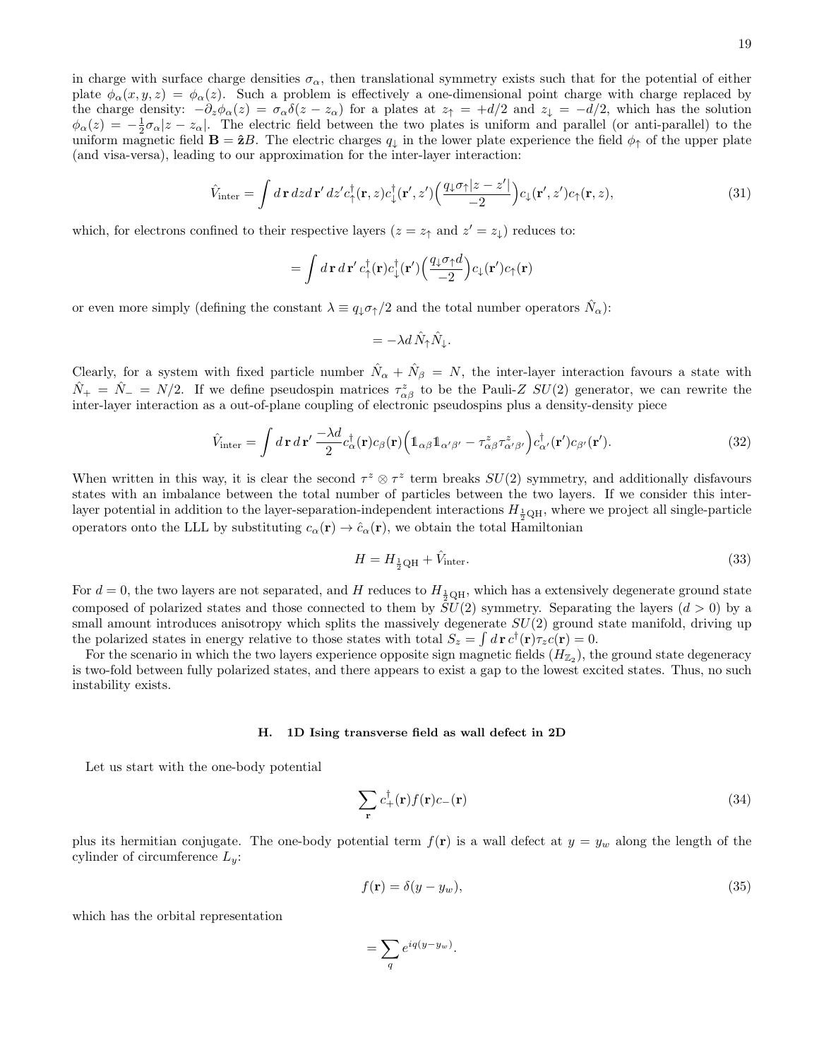in charge with surface charge densities $\sigma_\alpha$, then translational symmetry exists such that for the potential of either plate $\phi_\alpha(x, y, z) = \phi_\alpha(z)$. Such a problem is effectively a one-dimensional point charge with charge replaced by the charge density: $-\partial_z \phi_\alpha(z) = \sigma_\alpha \delta(z - z_\alpha)$ for a plates at $z_\uparrow = +d/2$ and $z_\downarrow = -d/2$, which has the solution $\phi_\alpha(z) = -\frac{1}{2}\sigma_\alpha |z - z_\alpha|$. The electric field between the two plates is uniform and parallel (or anti-parallel) to the uniform magnetic field $\mathbf{B} = \hat{\mathbf{z}}B$. The electric charges $q_\downarrow$ in the lower plate experience the field $\phi_\uparrow$ of the upper plate (and visa-versa), leading to our approximation for the inter-layer interaction:

$$\hat{V}_{\text{inter}} = \int d\,\mathbf{r}\, dz d\,\mathbf{r}'\, dz' c_\uparrow^\dagger(\mathbf{r}, z) c_\downarrow^\dagger(\mathbf{r}', z') \Big( \frac{q_\downarrow \sigma_\uparrow |z - z'|}{-2} \Big) c_\downarrow(\mathbf{r}', z') c_\uparrow(\mathbf{r}, z), \tag{31}$$

which, for electrons confined to their respective layers ($z = z_\uparrow$ and $z' = z_\downarrow$) reduces to:

$$= \int d\,\mathbf{r}\, d\,\mathbf{r}'\, c_\uparrow^\dagger(\mathbf{r}) c_\downarrow^\dagger(\mathbf{r}') \Big( \frac{q_\downarrow \sigma_\uparrow d}{-2} \Big) c_\downarrow(\mathbf{r}') c_\uparrow(\mathbf{r})$$

or even more simply (defining the constant $\lambda \equiv q_\downarrow \sigma_\uparrow / 2$ and the total number operators $\hat{N}_\alpha$):

$$= -\lambda d\, \hat{N}_\uparrow \hat{N}_\downarrow.$$

Clearly, for a system with fixed particle number $\hat{N}_\alpha + \hat{N}_\beta = N$, the inter-layer interaction favours a state with $\hat{N}_+ = \hat{N}_- = N/2$. If we define pseudospin matrices $\tau^z_{\alpha\beta}$ to be the Pauli-$Z$ $SU(2)$ generator, we can rewrite the inter-layer interaction as a out-of-plane coupling of electronic pseudospins plus a density-density piece

$$\hat{V}_{\text{inter}} = \int d\,\mathbf{r}\, d\,\mathbf{r}'\, \frac{-\lambda d}{2} c_\alpha^\dagger(\mathbf{r}) c_\beta(\mathbf{r}) \Big( \mathbb{1}_{\alpha\beta} \mathbb{1}_{\alpha'\beta'} - \tau^z_{\alpha\beta} \tau^z_{\alpha'\beta'} \Big) c_{\alpha'}^\dagger(\mathbf{r}') c_{\beta'}(\mathbf{r}'). \tag{32}$$

When written in this way, it is clear the second $\tau^z \otimes \tau^z$ term breaks $SU(2)$ symmetry, and additionally disfavours states with an imbalance between the total number of particles between the two layers. If we consider this inter-layer potential in addition to the layer-separation-independent interactions $H_{\frac{1}{2}\text{QH}}$, where we project all single-particle operators onto the LLL by substituting $c_\alpha(\mathbf{r}) \to \hat{c}_\alpha(\mathbf{r})$, we obtain the total Hamiltonian

$$H = H_{\frac{1}{2}\text{QH}} + \hat{V}_{\text{inter}}. \tag{33}$$

For $d = 0$, the two layers are not separated, and $H$ reduces to $H_{\frac{1}{2}\text{QH}}$, which has a extensively degenerate ground state composed of polarized states and those connected to them by $SU(2)$ symmetry. Separating the layers ($d > 0$) by a small amount introduces anisotropy which splits the massively degenerate $SU(2)$ ground state manifold, driving up the polarized states in energy relative to those states with total $S_z = \int d\,\mathbf{r}\, c^\dagger(\mathbf{r}) \tau_z c(\mathbf{r}) = 0$.

For the scenario in which the two layers experience opposite sign magnetic fields ($H_{\mathbb{Z}_2}$), the ground state degeneracy is two-fold between fully polarized states, and there appears to exist a gap to the lowest excited states. Thus, no such instability exists.

### H. 1D Ising transverse field as wall defect in 2D

Let us start with the one-body potential

$$\sum_{\mathbf{r}} c_+^\dagger(\mathbf{r}) f(\mathbf{r}) c_-(\mathbf{r}) \tag{34}$$

plus its hermitian conjugate. The one-body potential term $f(\mathbf{r})$ is a wall defect at $y = y_w$ along the length of the cylinder of circumference $L_y$:

$$f(\mathbf{r}) = \delta(y - y_w), \tag{35}$$

which has the orbital representation

$$= \sum_q e^{iq(y - y_w)}.$$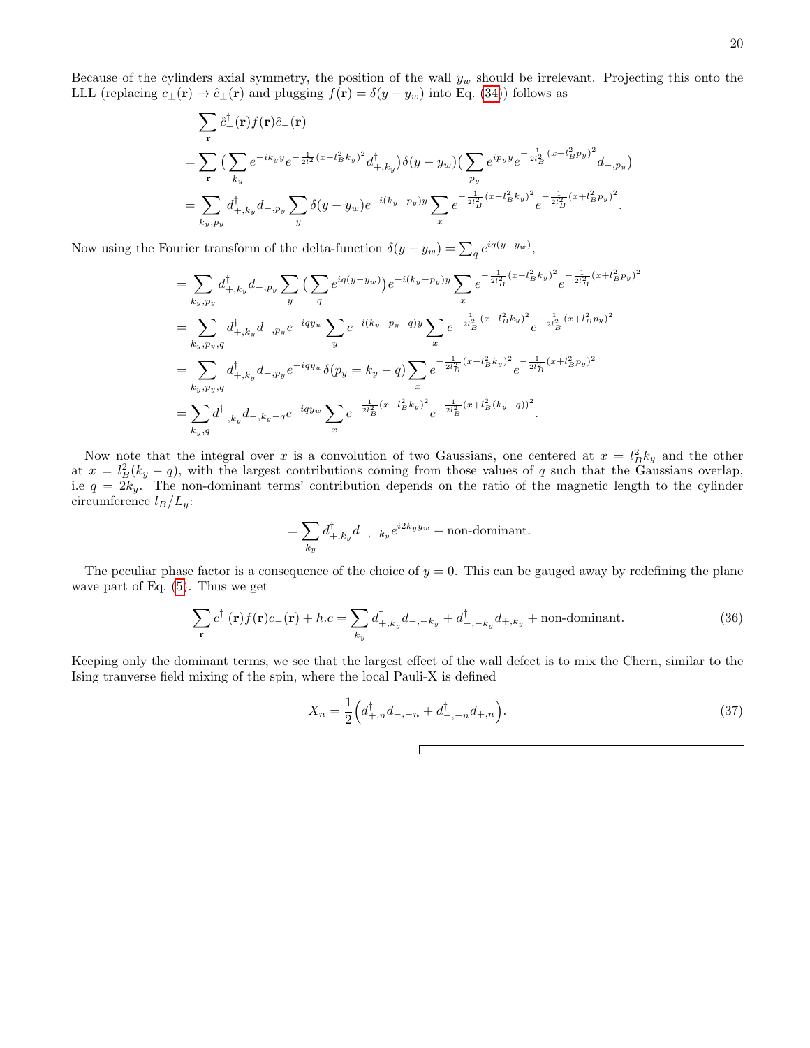Because of the cylinders axial symmetry, the position of the wall $y_w$ should be irrelevant. Projecting this onto the LLL (replacing $c_\pm(\mathbf{r}) \to \hat{c}_\pm(\mathbf{r})$ and plugging $f(\mathbf{r}) = \delta(y - y_w)$ into Eq. (34)) follows as

$$
\begin{aligned}
&\sum_{\mathbf{r}} \hat{c}_+^\dagger(\mathbf{r}) f(\mathbf{r}) \hat{c}_-(\mathbf{r}) \\
&= \sum_{\mathbf{r}} \big( \sum_{k_y} e^{-ik_y y} e^{-\frac{1}{2l^2}(x - l_B^2 k_y)^2} d_{+,k_y}^\dagger \big) \delta(y - y_w) \big( \sum_{p_y} e^{ip_y y} e^{-\frac{1}{2l_B^2}(x + l_B^2 p_y)^2} d_{-,p_y} \big) \\
&= \sum_{k_y, p_y} d_{+,k_y}^\dagger d_{-,p_y} \sum_y \delta(y - y_w) e^{-i(k_y - p_y)y} \sum_x e^{-\frac{1}{2l_B^2}(x - l_B^2 k_y)^2} e^{-\frac{1}{2l_B^2}(x + l_B^2 p_y)^2}.
\end{aligned}
$$

Now using the Fourier transform of the delta-function $\delta(y - y_w) = \sum_q e^{iq(y - y_w)}$,

$$
\begin{aligned}
&= \sum_{k_y, p_y} d_{+,k_y}^\dagger d_{-,p_y} \sum_y \big( \sum_q e^{iq(y - y_w)} \big) e^{-i(k_y - p_y)y} \sum_x e^{-\frac{1}{2l_B^2}(x - l_B^2 k_y)^2} e^{-\frac{1}{2l_B^2}(x + l_B^2 p_y)^2} \\
&= \sum_{k_y, p_y, q} d_{+,k_y}^\dagger d_{-,p_y} e^{-iqy_w} \sum_y e^{-i(k_y - p_y - q)y} \sum_x e^{-\frac{1}{2l_B^2}(x - l_B^2 k_y)^2} e^{-\frac{1}{2l_B^2}(x + l_B^2 p_y)^2} \\
&= \sum_{k_y, p_y, q} d_{+,k_y}^\dagger d_{-,p_y} e^{-iqy_w} \delta(p_y = k_y - q) \sum_x e^{-\frac{1}{2l_B^2}(x - l_B^2 k_y)^2} e^{-\frac{1}{2l_B^2}(x + l_B^2 p_y)^2} \\
&= \sum_{k_y, q} d_{+,k_y}^\dagger d_{-,k_y - q} e^{-iqy_w} \sum_x e^{-\frac{1}{2l_B^2}(x - l_B^2 k_y)^2} e^{-\frac{1}{2l_B^2}(x + l_B^2 (k_y - q))^2}.
\end{aligned}
$$

Now note that the integral over $x$ is a convolution of two Gaussians, one centered at $x = l_B^2 k_y$ and the other at $x = l_B^2(k_y - q)$, with the largest contributions coming from those values of $q$ such that the Gaussians overlap, i.e $q = 2k_y$. The non-dominant terms' contribution depends on the ratio of the magnetic length to the cylinder circumference $l_B/L_y$:

$$
= \sum_{k_y} d_{+,k_y}^\dagger d_{-,-k_y} e^{i2k_y y_w} + \text{non-dominant}.
$$

The peculiar phase factor is a consequence of the choice of $y = 0$. This can be gauged away by redefining the plane wave part of Eq. (5). Thus we get

$$
\sum_{\mathbf{r}} c_+^\dagger(\mathbf{r}) f(\mathbf{r}) c_-(\mathbf{r}) + h.c = \sum_{k_y} d_{+,k_y}^\dagger d_{-,-k_y} + d_{-,-k_y}^\dagger d_{+,k_y} + \text{non-dominant}. \tag{36}
$$

Keeping only the dominant terms, we see that the largest effect of the wall defect is to mix the Chern, similar to the Ising tranverse field mixing of the spin, where the local Pauli-X is defined

$$
X_n = \frac{1}{2} \Big( d_{+,n}^\dagger d_{-,-n} + d_{-,-n}^\dagger d_{+,n} \Big). \tag{37}
$$